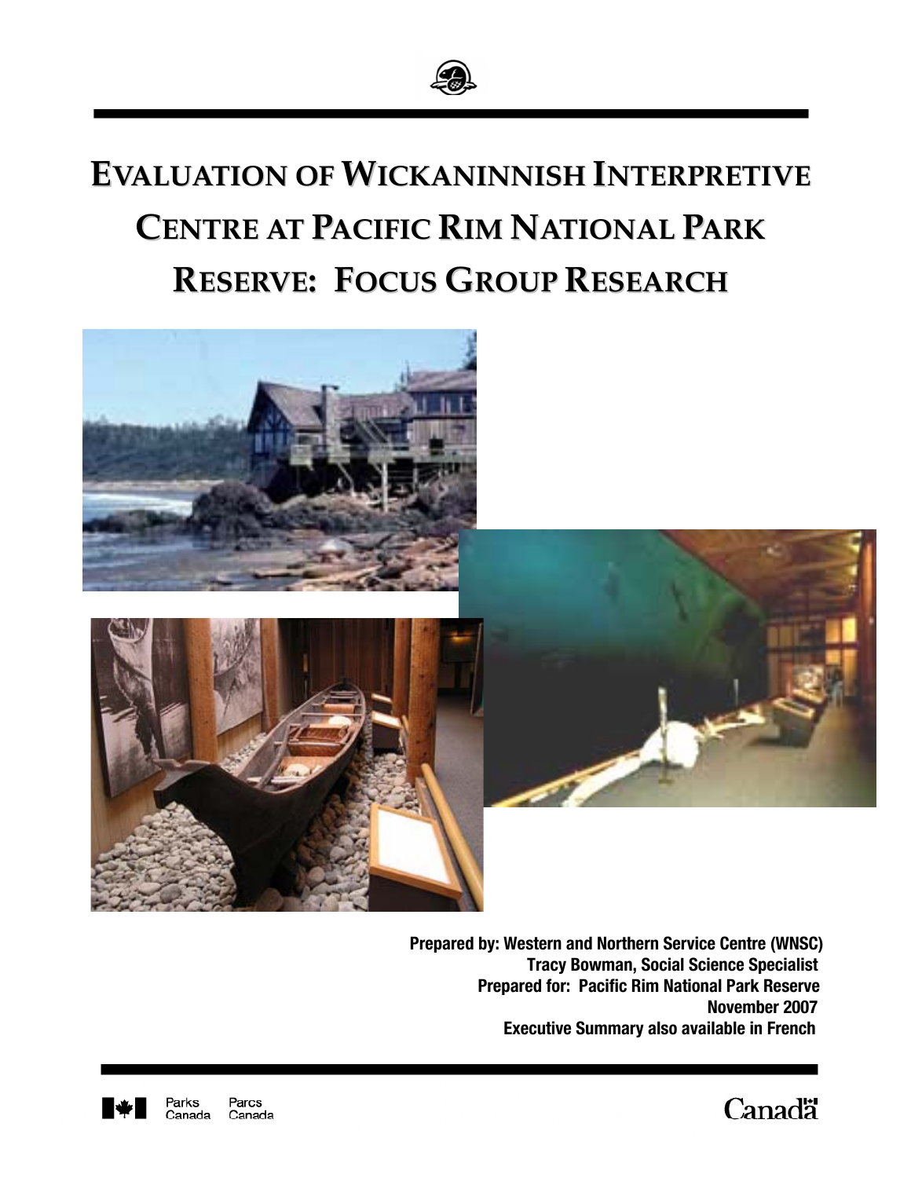# EVALUATION OF WICKANINNISH INTERPRETIVE CENTRE AT PACIFIC RIM NATIONAL PARK RESERVE: FOCUS GROUP RESEARCH

**Prepared by: Western and Northern Service Centre (WNSC)**
**Tracy Bowman, Social Science Specialist**
**Prepared for: Pacific Rim National Park Reserve**
**November 2007**
**Executive Summary also available in French**

Parks Canada Parcs Canada

Canada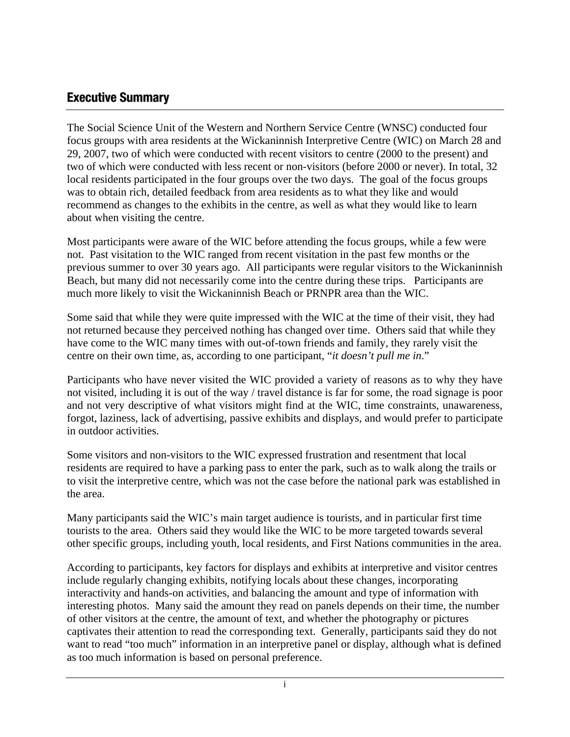## Executive Summary

The Social Science Unit of the Western and Northern Service Centre (WNSC) conducted four focus groups with area residents at the Wickaninnish Interpretive Centre (WIC) on March 28 and 29, 2007, two of which were conducted with recent visitors to centre (2000 to the present) and two of which were conducted with less recent or non-visitors (before 2000 or never). In total, 32 local residents participated in the four groups over the two days. The goal of the focus groups was to obtain rich, detailed feedback from area residents as to what they like and would recommend as changes to the exhibits in the centre, as well as what they would like to learn about when visiting the centre.

Most participants were aware of the WIC before attending the focus groups, while a few were not. Past visitation to the WIC ranged from recent visitation in the past few months or the previous summer to over 30 years ago. All participants were regular visitors to the Wickaninnish Beach, but many did not necessarily come into the centre during these trips. Participants are much more likely to visit the Wickaninnish Beach or PRNPR area than the WIC.

Some said that while they were quite impressed with the WIC at the time of their visit, they had not returned because they perceived nothing has changed over time. Others said that while they have come to the WIC many times with out-of-town friends and family, they rarely visit the centre on their own time, as, according to one participant, "*it doesn't pull me in*."

Participants who have never visited the WIC provided a variety of reasons as to why they have not visited, including it is out of the way / travel distance is far for some, the road signage is poor and not very descriptive of what visitors might find at the WIC, time constraints, unawareness, forgot, laziness, lack of advertising, passive exhibits and displays, and would prefer to participate in outdoor activities.

Some visitors and non-visitors to the WIC expressed frustration and resentment that local residents are required to have a parking pass to enter the park, such as to walk along the trails or to visit the interpretive centre, which was not the case before the national park was established in the area.

Many participants said the WIC's main target audience is tourists, and in particular first time tourists to the area. Others said they would like the WIC to be more targeted towards several other specific groups, including youth, local residents, and First Nations communities in the area.

According to participants, key factors for displays and exhibits at interpretive and visitor centres include regularly changing exhibits, notifying locals about these changes, incorporating interactivity and hands-on activities, and balancing the amount and type of information with interesting photos. Many said the amount they read on panels depends on their time, the number of other visitors at the centre, the amount of text, and whether the photography or pictures captivates their attention to read the corresponding text. Generally, participants said they do not want to read "too much" information in an interpretive panel or display, although what is defined as too much information is based on personal preference.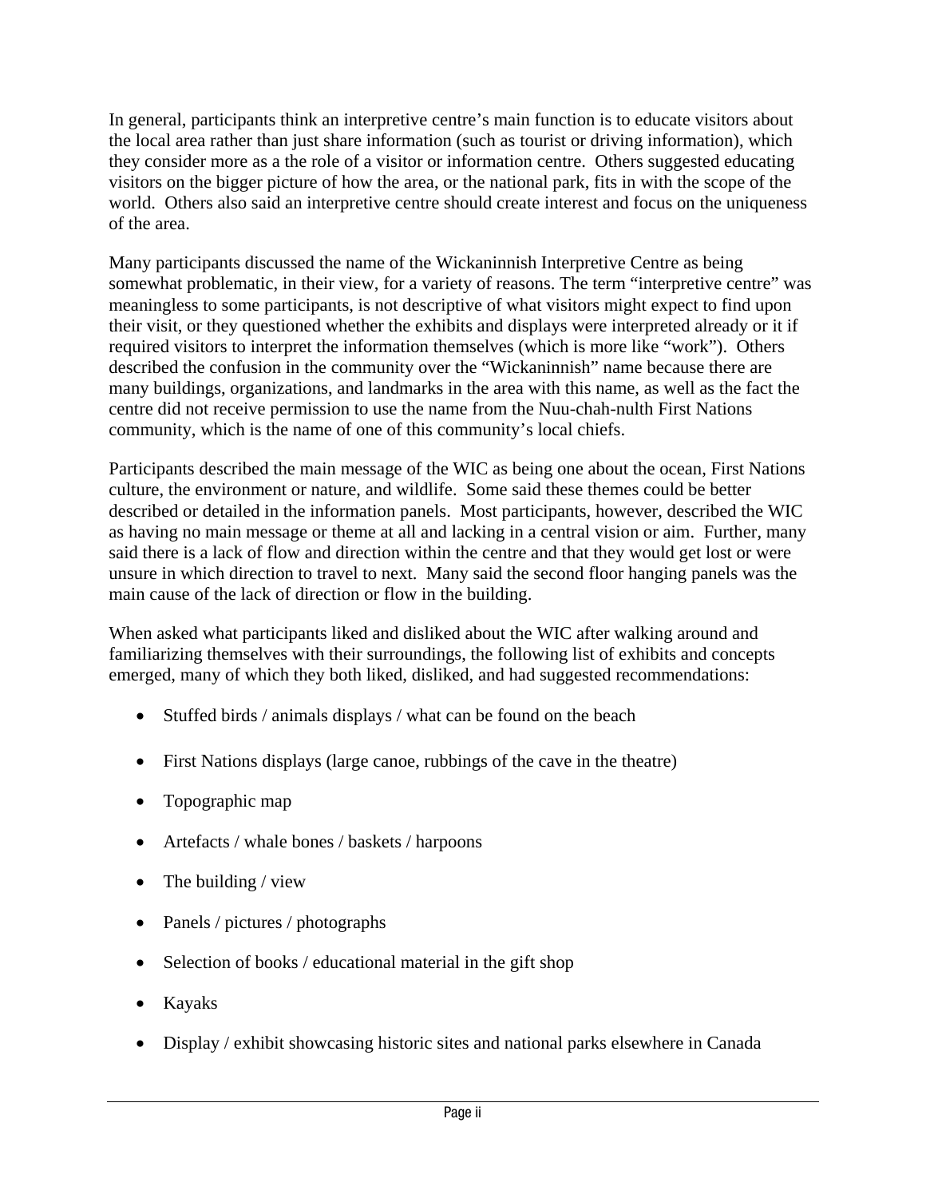In general, participants think an interpretive centre's main function is to educate visitors about the local area rather than just share information (such as tourist or driving information), which they consider more as a the role of a visitor or information centre. Others suggested educating visitors on the bigger picture of how the area, or the national park, fits in with the scope of the world. Others also said an interpretive centre should create interest and focus on the uniqueness of the area.

Many participants discussed the name of the Wickaninnish Interpretive Centre as being somewhat problematic, in their view, for a variety of reasons. The term "interpretive centre" was meaningless to some participants, is not descriptive of what visitors might expect to find upon their visit, or they questioned whether the exhibits and displays were interpreted already or it if required visitors to interpret the information themselves (which is more like "work"). Others described the confusion in the community over the "Wickaninnish" name because there are many buildings, organizations, and landmarks in the area with this name, as well as the fact the centre did not receive permission to use the name from the Nuu-chah-nulth First Nations community, which is the name of one of this community's local chiefs.

Participants described the main message of the WIC as being one about the ocean, First Nations culture, the environment or nature, and wildlife. Some said these themes could be better described or detailed in the information panels. Most participants, however, described the WIC as having no main message or theme at all and lacking in a central vision or aim. Further, many said there is a lack of flow and direction within the centre and that they would get lost or were unsure in which direction to travel to next. Many said the second floor hanging panels was the main cause of the lack of direction or flow in the building.

When asked what participants liked and disliked about the WIC after walking around and familiarizing themselves with their surroundings, the following list of exhibits and concepts emerged, many of which they both liked, disliked, and had suggested recommendations:

- Stuffed birds / animals displays / what can be found on the beach
- First Nations displays (large canoe, rubbings of the cave in the theatre)
- Topographic map
- Artefacts / whale bones / baskets / harpoons
- The building / view
- Panels / pictures / photographs
- Selection of books / educational material in the gift shop
- Kayaks
- Display / exhibit showcasing historic sites and national parks elsewhere in Canada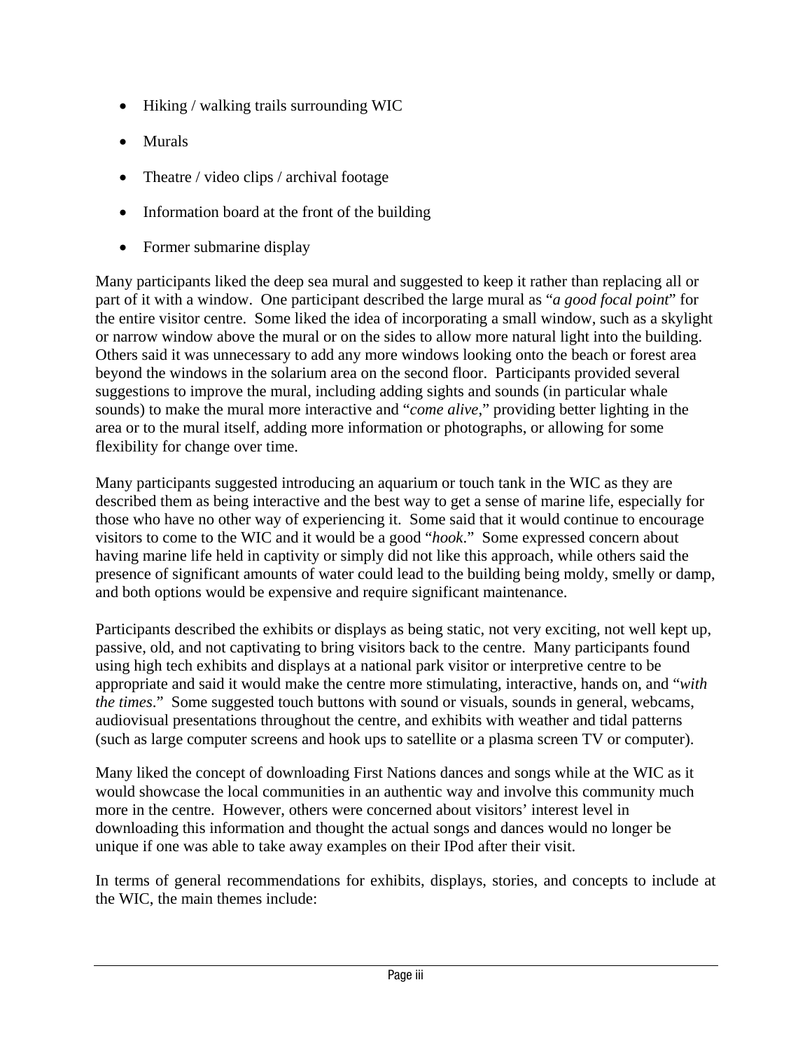- Hiking / walking trails surrounding WIC
- Murals
- Theatre / video clips / archival footage
- Information board at the front of the building
- Former submarine display

Many participants liked the deep sea mural and suggested to keep it rather than replacing all or part of it with a window. One participant described the large mural as "*a good focal point*" for the entire visitor centre. Some liked the idea of incorporating a small window, such as a skylight or narrow window above the mural or on the sides to allow more natural light into the building. Others said it was unnecessary to add any more windows looking onto the beach or forest area beyond the windows in the solarium area on the second floor. Participants provided several suggestions to improve the mural, including adding sights and sounds (in particular whale sounds) to make the mural more interactive and "*come alive*," providing better lighting in the area or to the mural itself, adding more information or photographs, or allowing for some flexibility for change over time.

Many participants suggested introducing an aquarium or touch tank in the WIC as they are described them as being interactive and the best way to get a sense of marine life, especially for those who have no other way of experiencing it. Some said that it would continue to encourage visitors to come to the WIC and it would be a good "*hook*." Some expressed concern about having marine life held in captivity or simply did not like this approach, while others said the presence of significant amounts of water could lead to the building being moldy, smelly or damp, and both options would be expensive and require significant maintenance.

Participants described the exhibits or displays as being static, not very exciting, not well kept up, passive, old, and not captivating to bring visitors back to the centre. Many participants found using high tech exhibits and displays at a national park visitor or interpretive centre to be appropriate and said it would make the centre more stimulating, interactive, hands on, and "*with the times*." Some suggested touch buttons with sound or visuals, sounds in general, webcams, audiovisual presentations throughout the centre, and exhibits with weather and tidal patterns (such as large computer screens and hook ups to satellite or a plasma screen TV or computer).

Many liked the concept of downloading First Nations dances and songs while at the WIC as it would showcase the local communities in an authentic way and involve this community much more in the centre. However, others were concerned about visitors' interest level in downloading this information and thought the actual songs and dances would no longer be unique if one was able to take away examples on their IPod after their visit.

In terms of general recommendations for exhibits, displays, stories, and concepts to include at the WIC, the main themes include: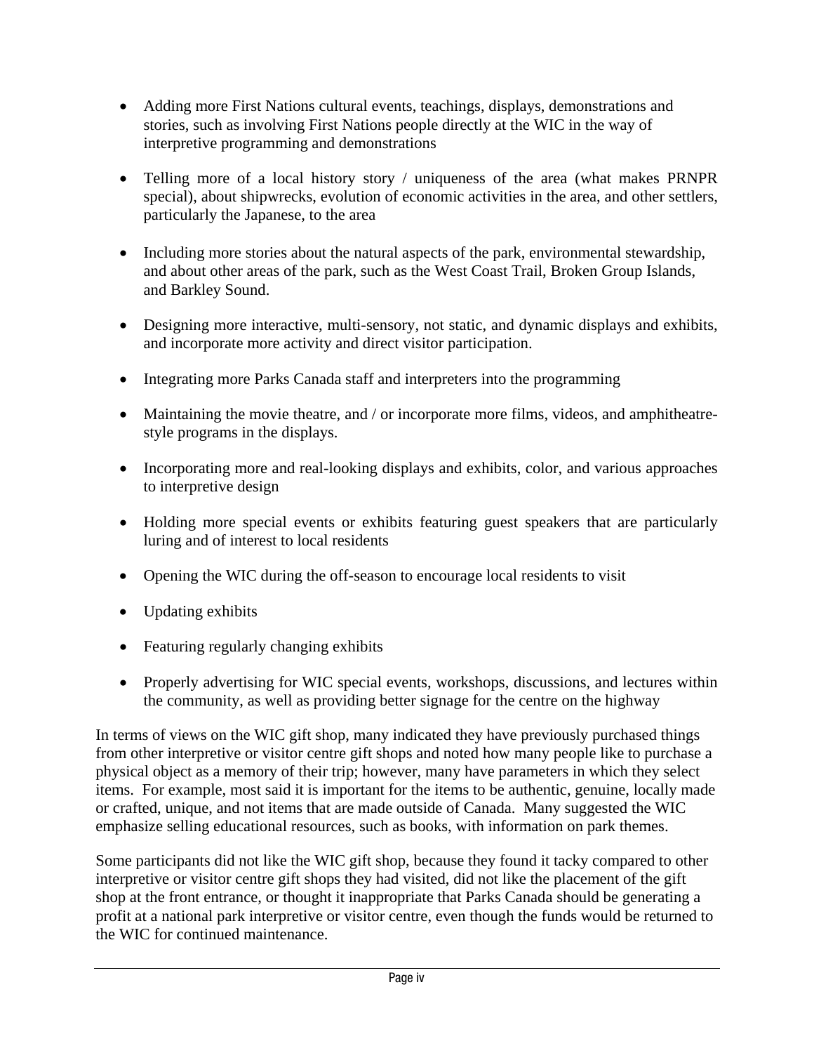- Adding more First Nations cultural events, teachings, displays, demonstrations and stories, such as involving First Nations people directly at the WIC in the way of interpretive programming and demonstrations

- Telling more of a local history story / uniqueness of the area (what makes PRNPR special), about shipwrecks, evolution of economic activities in the area, and other settlers, particularly the Japanese, to the area

- Including more stories about the natural aspects of the park, environmental stewardship, and about other areas of the park, such as the West Coast Trail, Broken Group Islands, and Barkley Sound.

- Designing more interactive, multi-sensory, not static, and dynamic displays and exhibits, and incorporate more activity and direct visitor participation.

- Integrating more Parks Canada staff and interpreters into the programming

- Maintaining the movie theatre, and / or incorporate more films, videos, and amphitheatre-style programs in the displays.

- Incorporating more and real-looking displays and exhibits, color, and various approaches to interpretive design

- Holding more special events or exhibits featuring guest speakers that are particularly luring and of interest to local residents

- Opening the WIC during the off-season to encourage local residents to visit

- Updating exhibits

- Featuring regularly changing exhibits

- Properly advertising for WIC special events, workshops, discussions, and lectures within the community, as well as providing better signage for the centre on the highway

In terms of views on the WIC gift shop, many indicated they have previously purchased things from other interpretive or visitor centre gift shops and noted how many people like to purchase a physical object as a memory of their trip; however, many have parameters in which they select items. For example, most said it is important for the items to be authentic, genuine, locally made or crafted, unique, and not items that are made outside of Canada. Many suggested the WIC emphasize selling educational resources, such as books, with information on park themes.

Some participants did not like the WIC gift shop, because they found it tacky compared to other interpretive or visitor centre gift shops they had visited, did not like the placement of the gift shop at the front entrance, or thought it inappropriate that Parks Canada should be generating a profit at a national park interpretive or visitor centre, even though the funds would be returned to the WIC for continued maintenance.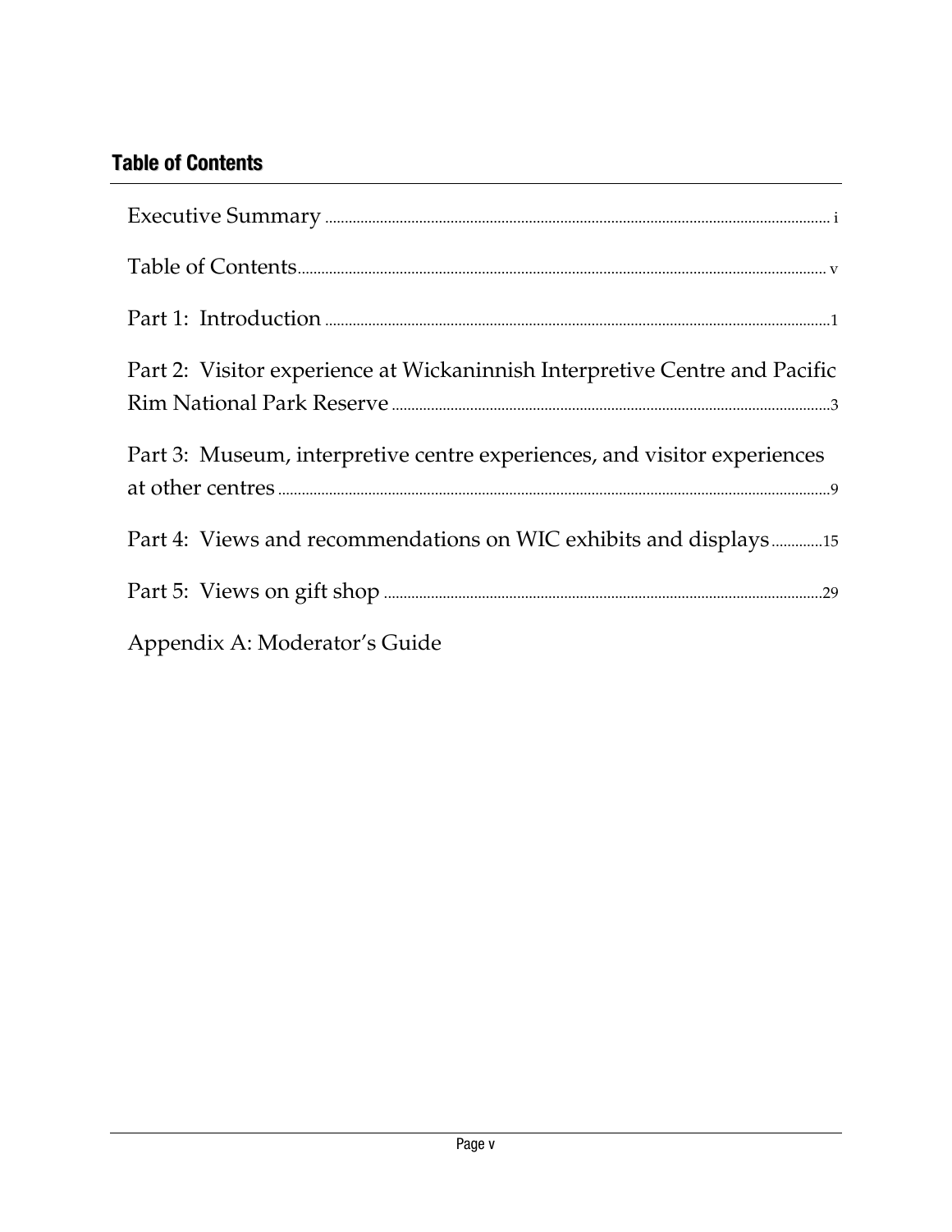## Table of Contents

Executive Summary ............ i

Table of Contents ............ v

Part 1: Introduction ............ 1

Part 2: Visitor experience at Wickaninnish Interpretive Centre and Pacific Rim National Park Reserve ............ 3

Part 3: Museum, interpretive centre experiences, and visitor experiences at other centres ............ 9

Part 4: Views and recommendations on WIC exhibits and displays ............ 15

Part 5: Views on gift shop ............ 29

Appendix A: Moderator's Guide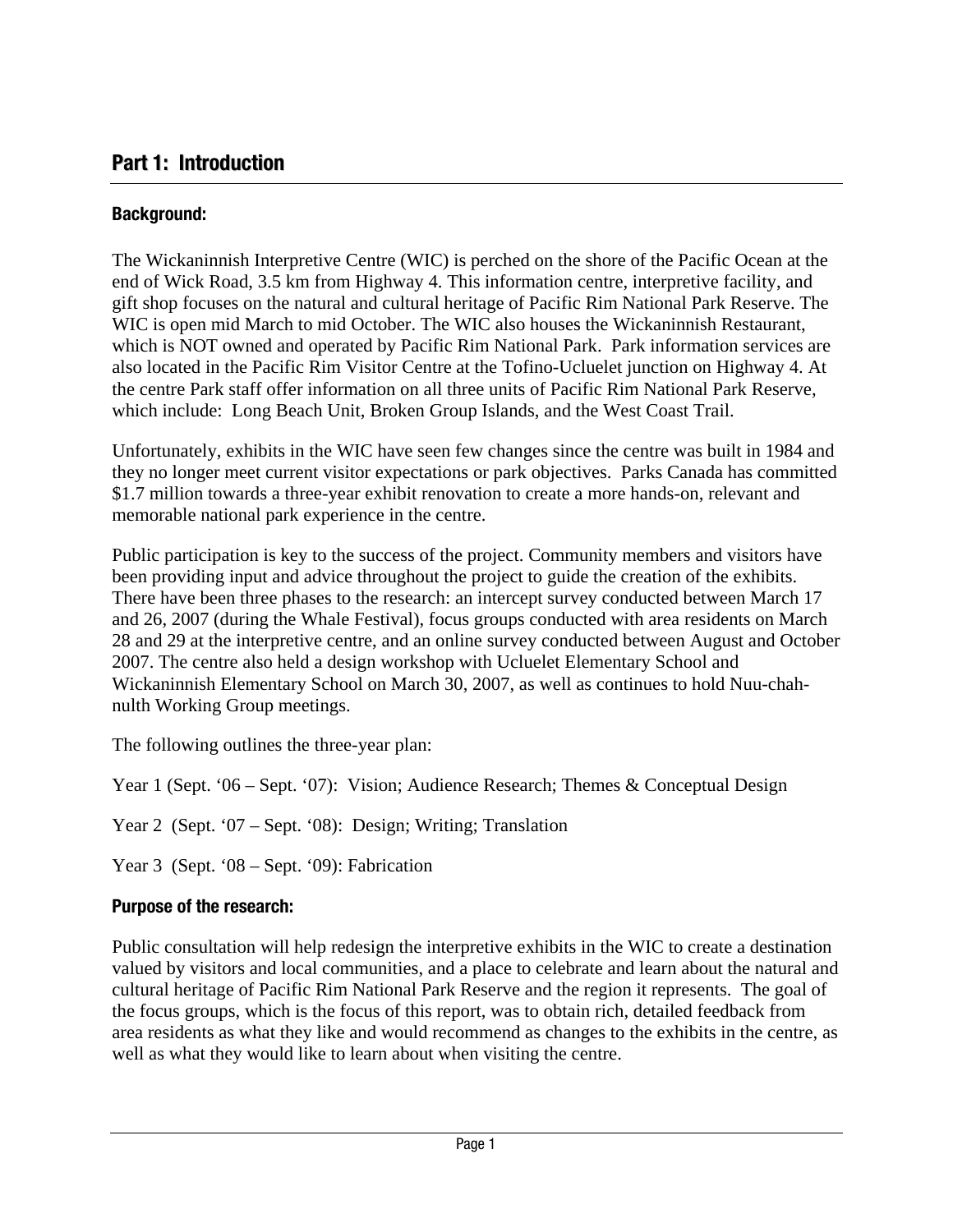## Part 1: Introduction

### Background:

The Wickaninnish Interpretive Centre (WIC) is perched on the shore of the Pacific Ocean at the end of Wick Road, 3.5 km from Highway 4. This information centre, interpretive facility, and gift shop focuses on the natural and cultural heritage of Pacific Rim National Park Reserve. The WIC is open mid March to mid October. The WIC also houses the Wickaninnish Restaurant, which is NOT owned and operated by Pacific Rim National Park. Park information services are also located in the Pacific Rim Visitor Centre at the Tofino-Ucluelet junction on Highway 4. At the centre Park staff offer information on all three units of Pacific Rim National Park Reserve, which include: Long Beach Unit, Broken Group Islands, and the West Coast Trail.

Unfortunately, exhibits in the WIC have seen few changes since the centre was built in 1984 and they no longer meet current visitor expectations or park objectives. Parks Canada has committed $1.7 million towards a three-year exhibit renovation to create a more hands-on, relevant and memorable national park experience in the centre.

Public participation is key to the success of the project. Community members and visitors have been providing input and advice throughout the project to guide the creation of the exhibits. There have been three phases to the research: an intercept survey conducted between March 17 and 26, 2007 (during the Whale Festival), focus groups conducted with area residents on March 28 and 29 at the interpretive centre, and an online survey conducted between August and October 2007. The centre also held a design workshop with Ucluelet Elementary School and Wickaninnish Elementary School on March 30, 2007, as well as continues to hold Nuu-chah-nulth Working Group meetings.

The following outlines the three-year plan:

Year 1 (Sept. '06 – Sept. '07): Vision; Audience Research; Themes & Conceptual Design

Year 2 (Sept. '07 – Sept. '08): Design; Writing; Translation

Year 3 (Sept. '08 – Sept. '09): Fabrication

### Purpose of the research:

Public consultation will help redesign the interpretive exhibits in the WIC to create a destination valued by visitors and local communities, and a place to celebrate and learn about the natural and cultural heritage of Pacific Rim National Park Reserve and the region it represents. The goal of the focus groups, which is the focus of this report, was to obtain rich, detailed feedback from area residents as what they like and would recommend as changes to the exhibits in the centre, as well as what they would like to learn about when visiting the centre.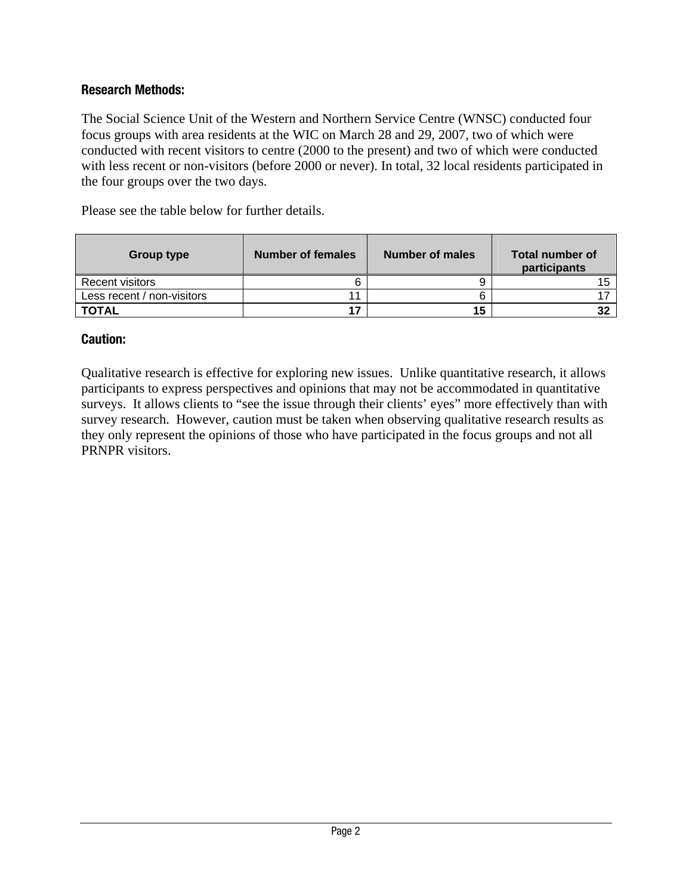### Research Methods:

The Social Science Unit of the Western and Northern Service Centre (WNSC) conducted four focus groups with area residents at the WIC on March 28 and 29, 2007, two of which were conducted with recent visitors to centre (2000 to the present) and two of which were conducted with less recent or non-visitors (before 2000 or never). In total, 32 local residents participated in the four groups over the two days.

Please see the table below for further details.

| Group type | Number of females | Number of males | Total number of participants |
|---|---|---|---|
| Recent visitors | 6 | 9 | 15 |
| Less recent / non-visitors | 11 | 6 | 17 |
| **TOTAL** | **17** | **15** | **32** |

### Caution:

Qualitative research is effective for exploring new issues. Unlike quantitative research, it allows participants to express perspectives and opinions that may not be accommodated in quantitative surveys. It allows clients to "see the issue through their clients' eyes" more effectively than with survey research. However, caution must be taken when observing qualitative research results as they only represent the opinions of those who have participated in the focus groups and not all PRNPR visitors.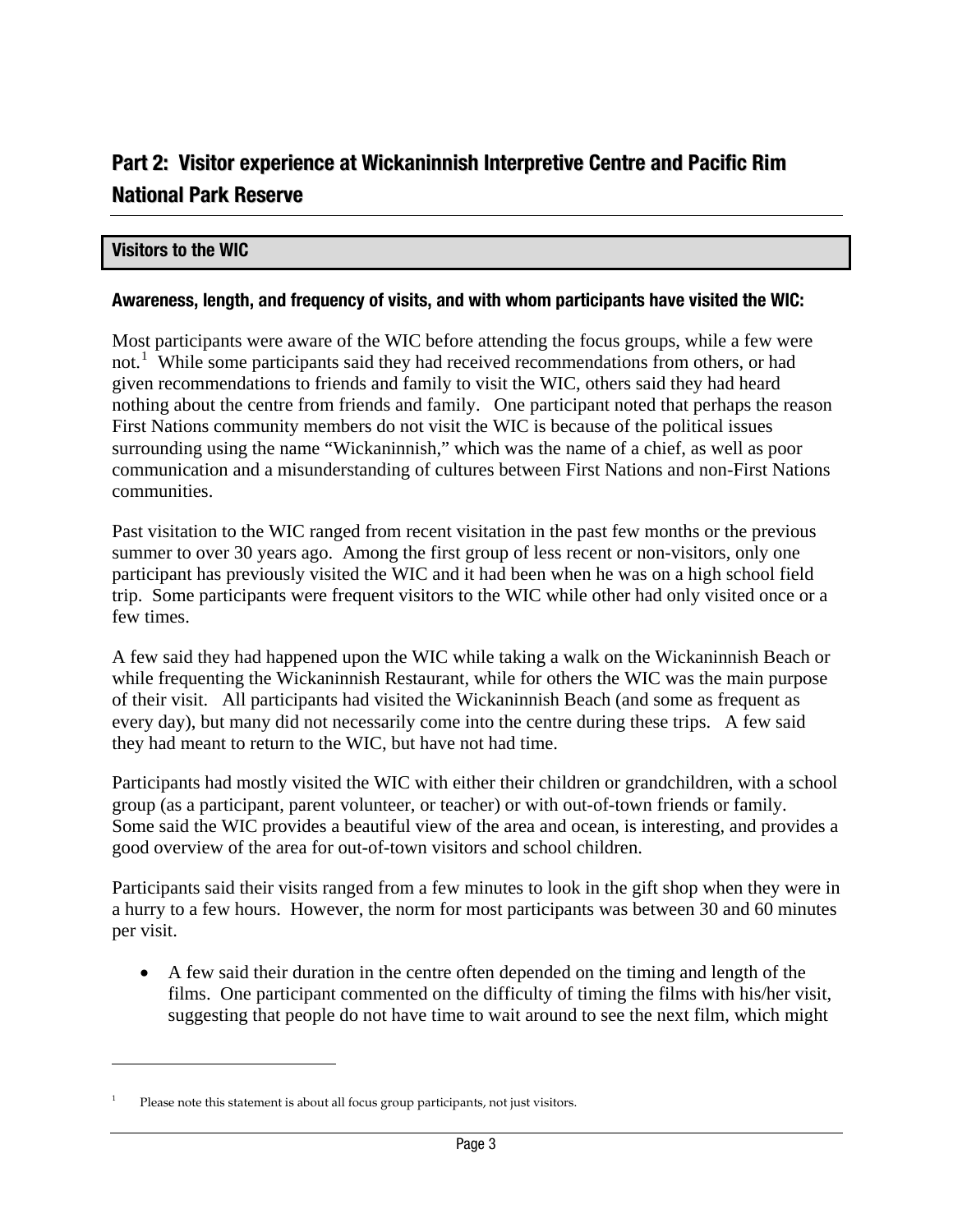# Part 2: Visitor experience at Wickaninnish Interpretive Centre and Pacific Rim National Park Reserve

## Visitors to the WIC

### Awareness, length, and frequency of visits, and with whom participants have visited the WIC:

Most participants were aware of the WIC before attending the focus groups, while a few were not.[1] While some participants said they had received recommendations from others, or had given recommendations to friends and family to visit the WIC, others said they had heard nothing about the centre from friends and family. One participant noted that perhaps the reason First Nations community members do not visit the WIC is because of the political issues surrounding using the name "Wickaninnish," which was the name of a chief, as well as poor communication and a misunderstanding of cultures between First Nations and non-First Nations communities.

Past visitation to the WIC ranged from recent visitation in the past few months or the previous summer to over 30 years ago. Among the first group of less recent or non-visitors, only one participant has previously visited the WIC and it had been when he was on a high school field trip. Some participants were frequent visitors to the WIC while other had only visited once or a few times.

A few said they had happened upon the WIC while taking a walk on the Wickaninnish Beach or while frequenting the Wickaninnish Restaurant, while for others the WIC was the main purpose of their visit. All participants had visited the Wickaninnish Beach (and some as frequent as every day), but many did not necessarily come into the centre during these trips. A few said they had meant to return to the WIC, but have not had time.

Participants had mostly visited the WIC with either their children or grandchildren, with a school group (as a participant, parent volunteer, or teacher) or with out-of-town friends or family. Some said the WIC provides a beautiful view of the area and ocean, is interesting, and provides a good overview of the area for out-of-town visitors and school children.

Participants said their visits ranged from a few minutes to look in the gift shop when they were in a hurry to a few hours. However, the norm for most participants was between 30 and 60 minutes per visit.

- A few said their duration in the centre often depended on the timing and length of the films. One participant commented on the difficulty of timing the films with his/her visit, suggesting that people do not have time to wait around to see the next film, which might

[1] Please note this statement is about all focus group participants, not just visitors.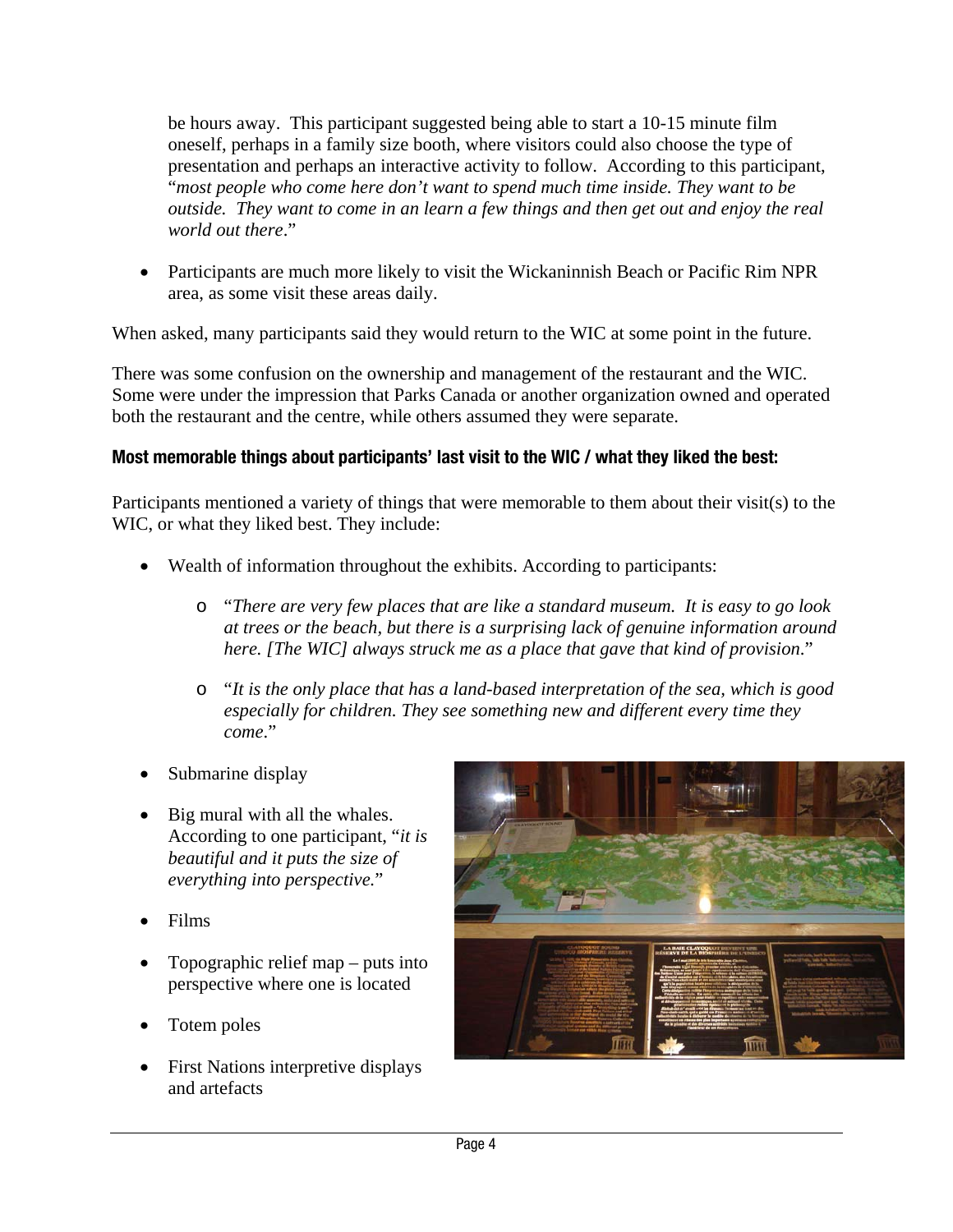be hours away. This participant suggested being able to start a 10-15 minute film oneself, perhaps in a family size booth, where visitors could also choose the type of presentation and perhaps an interactive activity to follow. According to this participant, "*most people who come here don't want to spend much time inside. They want to be outside. They want to come in an learn a few things and then get out and enjoy the real world out there*."

- Participants are much more likely to visit the Wickaninnish Beach or Pacific Rim NPR area, as some visit these areas daily.

When asked, many participants said they would return to the WIC at some point in the future.

There was some confusion on the ownership and management of the restaurant and the WIC. Some were under the impression that Parks Canada or another organization owned and operated both the restaurant and the centre, while others assumed they were separate.

#### Most memorable things about participants' last visit to the WIC / what they liked the best:

Participants mentioned a variety of things that were memorable to them about their visit(s) to the WIC, or what they liked best. They include:

- Wealth of information throughout the exhibits. According to participants:
  - "*There are very few places that are like a standard museum. It is easy to go look at trees or the beach, but there is a surprising lack of genuine information around here. [The WIC] always struck me as a place that gave that kind of provision*."
  - "*It is the only place that has a land-based interpretation of the sea, which is good especially for children. They see something new and different every time they come*."
- Submarine display
- Big mural with all the whales. According to one participant, "*it is beautiful and it puts the size of everything into perspective.*"
- Films
- Topographic relief map – puts into perspective where one is located
- Totem poles
- First Nations interpretive displays and artefacts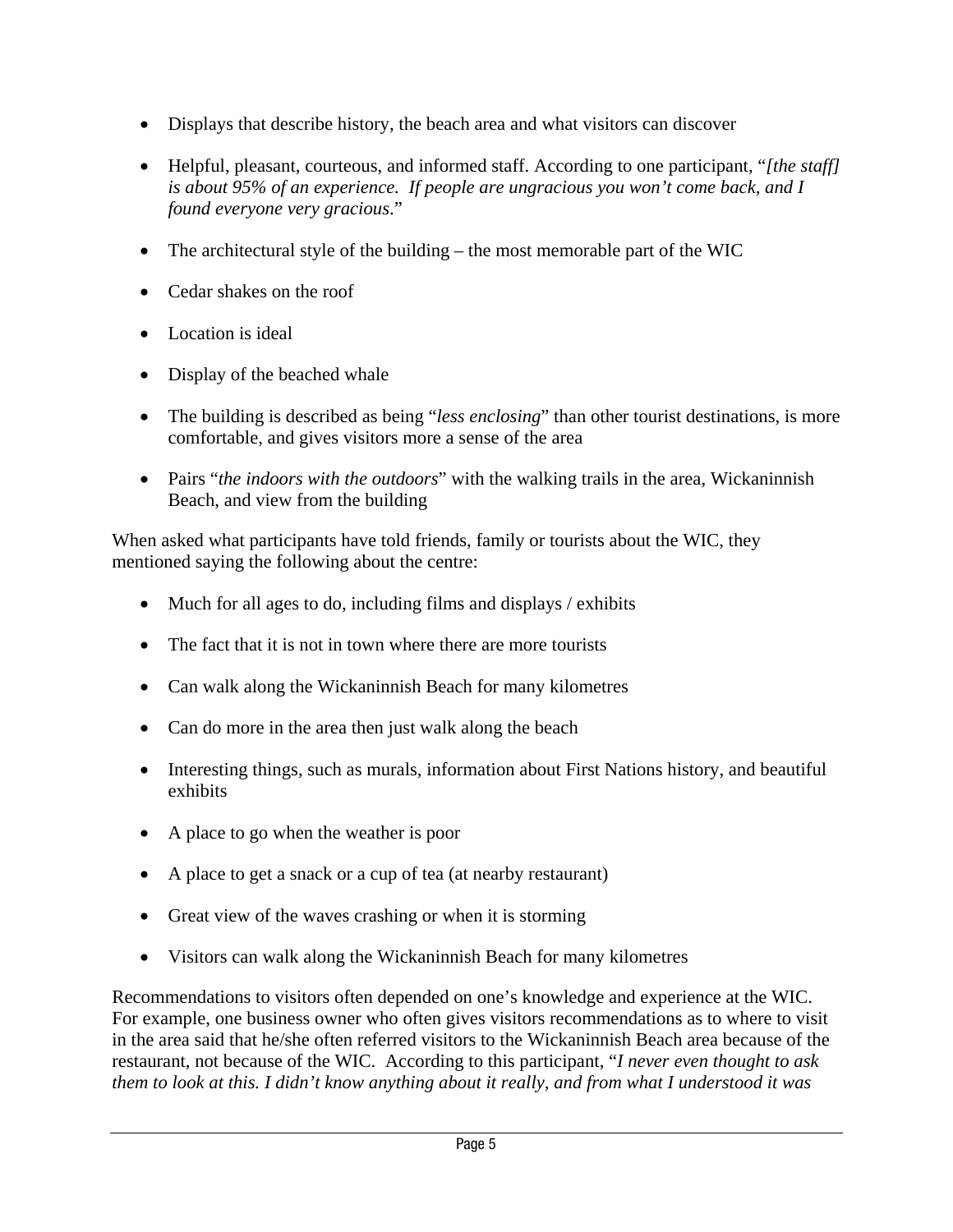- Displays that describe history, the beach area and what visitors can discover
- Helpful, pleasant, courteous, and informed staff. According to one participant, "*[the staff] is about 95% of an experience. If people are ungracious you won't come back, and I found everyone very gracious*."
- The architectural style of the building – the most memorable part of the WIC
- Cedar shakes on the roof
- Location is ideal
- Display of the beached whale
- The building is described as being "*less enclosing*" than other tourist destinations, is more comfortable, and gives visitors more a sense of the area
- Pairs "*the indoors with the outdoors*" with the walking trails in the area, Wickaninnish Beach, and view from the building

When asked what participants have told friends, family or tourists about the WIC, they mentioned saying the following about the centre:

- Much for all ages to do, including films and displays / exhibits
- The fact that it is not in town where there are more tourists
- Can walk along the Wickaninnish Beach for many kilometres
- Can do more in the area then just walk along the beach
- Interesting things, such as murals, information about First Nations history, and beautiful exhibits
- A place to go when the weather is poor
- A place to get a snack or a cup of tea (at nearby restaurant)
- Great view of the waves crashing or when it is storming
- Visitors can walk along the Wickaninnish Beach for many kilometres

Recommendations to visitors often depended on one's knowledge and experience at the WIC. For example, one business owner who often gives visitors recommendations as to where to visit in the area said that he/she often referred visitors to the Wickaninnish Beach area because of the restaurant, not because of the WIC. According to this participant, "*I never even thought to ask them to look at this. I didn't know anything about it really, and from what I understood it was*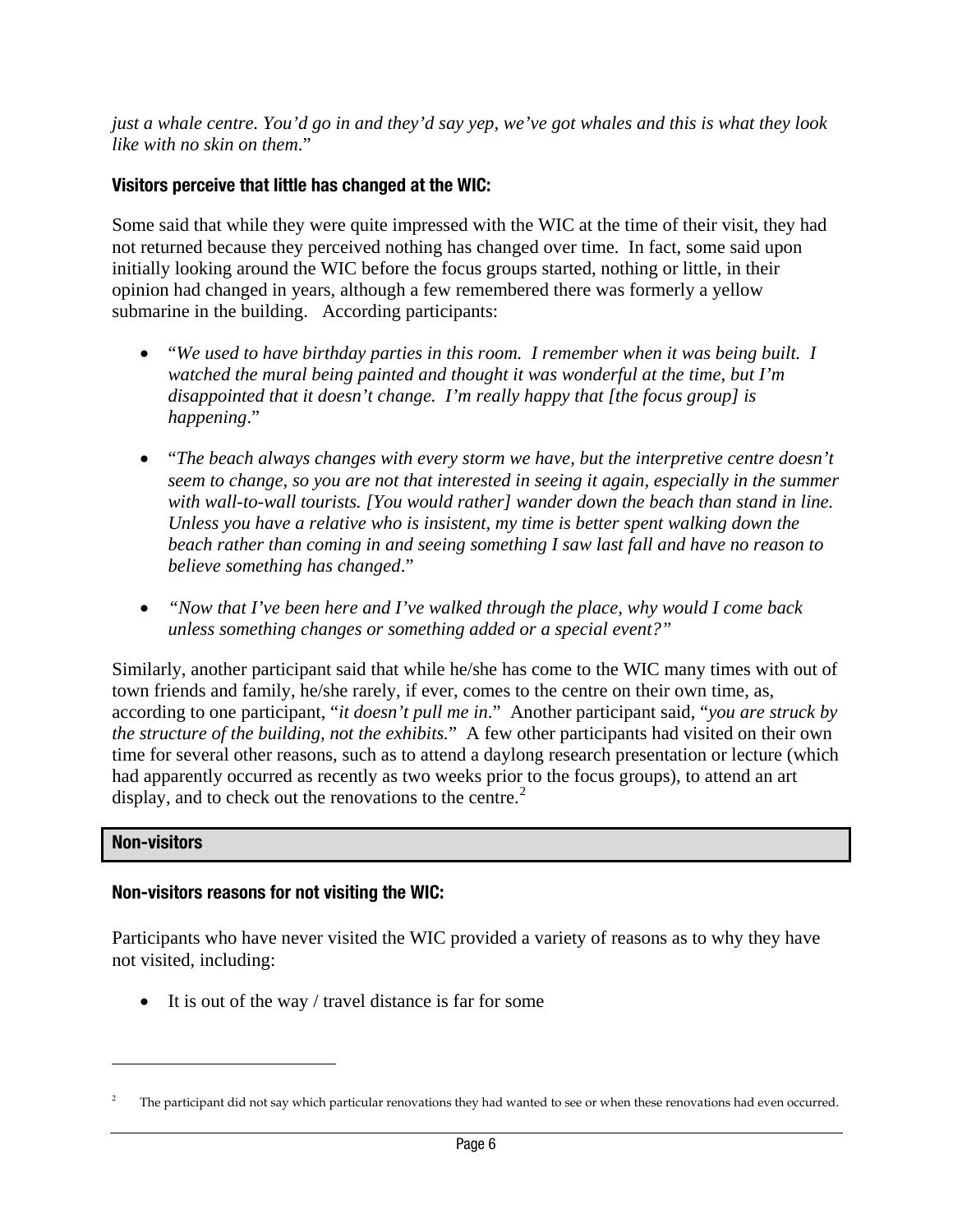*just a whale centre. You'd go in and they'd say yep, we've got whales and this is what they look like with no skin on them*."

### Visitors perceive that little has changed at the WIC:

Some said that while they were quite impressed with the WIC at the time of their visit, they had not returned because they perceived nothing has changed over time. In fact, some said upon initially looking around the WIC before the focus groups started, nothing or little, in their opinion had changed in years, although a few remembered there was formerly a yellow submarine in the building. According participants:

- "*We used to have birthday parties in this room. I remember when it was being built. I watched the mural being painted and thought it was wonderful at the time, but I'm disappointed that it doesn't change. I'm really happy that [the focus group] is happening*."
- "*The beach always changes with every storm we have, but the interpretive centre doesn't seem to change, so you are not that interested in seeing it again, especially in the summer with wall-to-wall tourists. [You would rather] wander down the beach than stand in line. Unless you have a relative who is insistent, my time is better spent walking down the beach rather than coming in and seeing something I saw last fall and have no reason to believe something has changed*."
- *"Now that I've been here and I've walked through the place, why would I come back unless something changes or something added or a special event?"*

Similarly, another participant said that while he/she has come to the WIC many times with out of town friends and family, he/she rarely, if ever, comes to the centre on their own time, as, according to one participant, "*it doesn't pull me in*." Another participant said, "*you are struck by the structure of the building, not the exhibits.*" A few other participants had visited on their own time for several other reasons, such as to attend a daylong research presentation or lecture (which had apparently occurred as recently as two weeks prior to the focus groups), to attend an art display, and to check out the renovations to the centre.[2]

## Non-visitors

### Non-visitors reasons for not visiting the WIC:

Participants who have never visited the WIC provided a variety of reasons as to why they have not visited, including:

- It is out of the way / travel distance is far for some

---

[2] The participant did not say which particular renovations they had wanted to see or when these renovations had even occurred.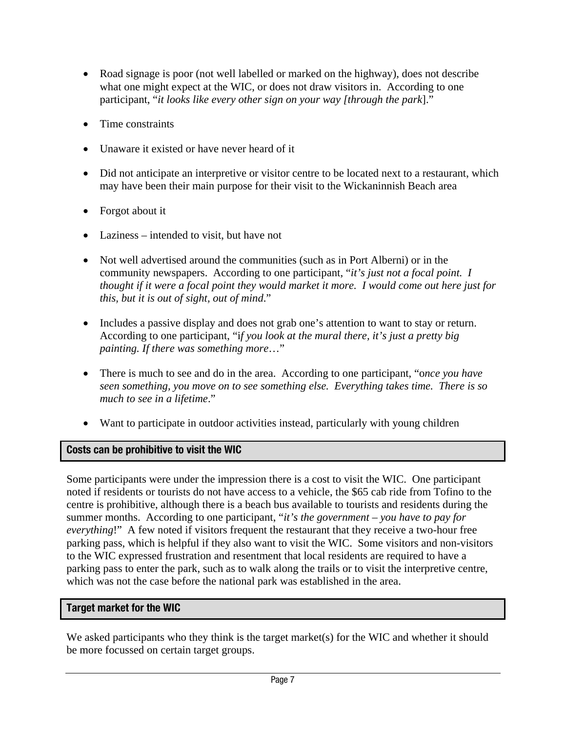- Road signage is poor (not well labelled or marked on the highway), does not describe what one might expect at the WIC, or does not draw visitors in. According to one participant, "*it looks like every other sign on your way [through the park*]."

- Time constraints

- Unaware it existed or have never heard of it

- Did not anticipate an interpretive or visitor centre to be located next to a restaurant, which may have been their main purpose for their visit to the Wickaninnish Beach area

- Forgot about it

- Laziness – intended to visit, but have not

- Not well advertised around the communities (such as in Port Alberni) or in the community newspapers. According to one participant, "*it's just not a focal point. I thought if it were a focal point they would market it more. I would come out here just for this, but it is out of sight, out of mind*."

- Includes a passive display and does not grab one's attention to want to stay or return. According to one participant, "i*f you look at the mural there, it's just a pretty big painting. If there was something more*…"

- There is much to see and do in the area. According to one participant, "o*nce you have seen something, you move on to see something else. Everything takes time. There is so much to see in a lifetime*."

- Want to participate in outdoor activities instead, particularly with young children

## Costs can be prohibitive to visit the WIC

Some participants were under the impression there is a cost to visit the WIC. One participant noted if residents or tourists do not have access to a vehicle, the $65 cab ride from Tofino to the centre is prohibitive, although there is a beach bus available to tourists and residents during the summer months. According to one participant, "*it's the government – you have to pay for everything*!" A few noted if visitors frequent the restaurant that they receive a two-hour free parking pass, which is helpful if they also want to visit the WIC. Some visitors and non-visitors to the WIC expressed frustration and resentment that local residents are required to have a parking pass to enter the park, such as to walk along the trails or to visit the interpretive centre, which was not the case before the national park was established in the area.

## Target market for the WIC

We asked participants who they think is the target market(s) for the WIC and whether it should be more focussed on certain target groups.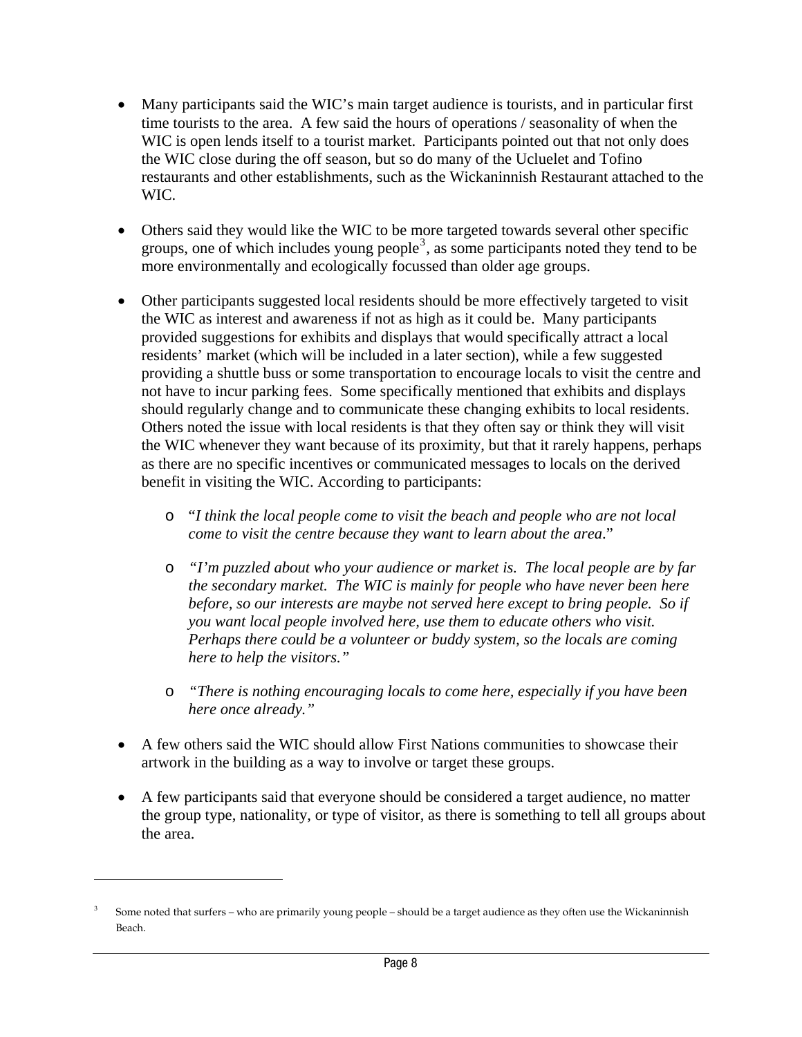- Many participants said the WIC's main target audience is tourists, and in particular first time tourists to the area. A few said the hours of operations / seasonality of when the WIC is open lends itself to a tourist market. Participants pointed out that not only does the WIC close during the off season, but so do many of the Ucluelet and Tofino restaurants and other establishments, such as the Wickaninnish Restaurant attached to the WIC.

- Others said they would like the WIC to be more targeted towards several other specific groups, one of which includes young people[3], as some participants noted they tend to be more environmentally and ecologically focussed than older age groups.

- Other participants suggested local residents should be more effectively targeted to visit the WIC as interest and awareness if not as high as it could be. Many participants provided suggestions for exhibits and displays that would specifically attract a local residents' market (which will be included in a later section), while a few suggested providing a shuttle buss or some transportation to encourage locals to visit the centre and not have to incur parking fees. Some specifically mentioned that exhibits and displays should regularly change and to communicate these changing exhibits to local residents. Others noted the issue with local residents is that they often say or think they will visit the WIC whenever they want because of its proximity, but that it rarely happens, perhaps as there are no specific incentives or communicated messages to locals on the derived benefit in visiting the WIC. According to participants:

  - "*I think the local people come to visit the beach and people who are not local come to visit the centre because they want to learn about the area*."

  - *"I'm puzzled about who your audience or market is. The local people are by far the secondary market. The WIC is mainly for people who have never been here before, so our interests are maybe not served here except to bring people. So if you want local people involved here, use them to educate others who visit. Perhaps there could be a volunteer or buddy system, so the locals are coming here to help the visitors."*

  - *"There is nothing encouraging locals to come here, especially if you have been here once already."*

- A few others said the WIC should allow First Nations communities to showcase their artwork in the building as a way to involve or target these groups.

- A few participants said that everyone should be considered a target audience, no matter the group type, nationality, or type of visitor, as there is something to tell all groups about the area.

---

[3] Some noted that surfers – who are primarily young people – should be a target audience as they often use the Wickaninnish Beach.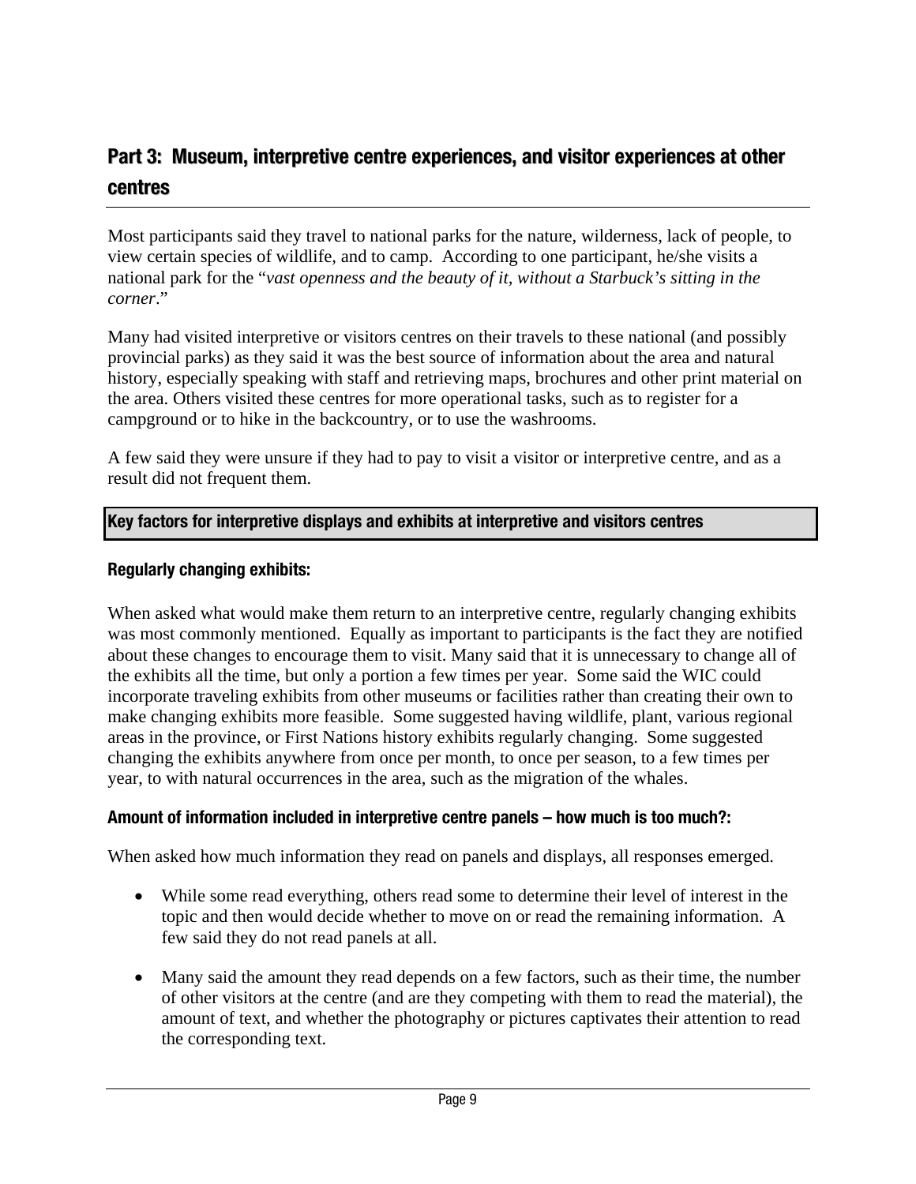## Part 3: Museum, interpretive centre experiences, and visitor experiences at other centres

Most participants said they travel to national parks for the nature, wilderness, lack of people, to view certain species of wildlife, and to camp. According to one participant, he/she visits a national park for the "*vast openness and the beauty of it, without a Starbuck's sitting in the corner*."

Many had visited interpretive or visitors centres on their travels to these national (and possibly provincial parks) as they said it was the best source of information about the area and natural history, especially speaking with staff and retrieving maps, brochures and other print material on the area. Others visited these centres for more operational tasks, such as to register for a campground or to hike in the backcountry, or to use the washrooms.

A few said they were unsure if they had to pay to visit a visitor or interpretive centre, and as a result did not frequent them.

### Key factors for interpretive displays and exhibits at interpretive and visitors centres

#### Regularly changing exhibits:

When asked what would make them return to an interpretive centre, regularly changing exhibits was most commonly mentioned. Equally as important to participants is the fact they are notified about these changes to encourage them to visit. Many said that it is unnecessary to change all of the exhibits all the time, but only a portion a few times per year. Some said the WIC could incorporate traveling exhibits from other museums or facilities rather than creating their own to make changing exhibits more feasible. Some suggested having wildlife, plant, various regional areas in the province, or First Nations history exhibits regularly changing. Some suggested changing the exhibits anywhere from once per month, to once per season, to a few times per year, to with natural occurrences in the area, such as the migration of the whales.

#### Amount of information included in interpretive centre panels – how much is too much?:

When asked how much information they read on panels and displays, all responses emerged.

- While some read everything, others read some to determine their level of interest in the topic and then would decide whether to move on or read the remaining information. A few said they do not read panels at all.
- Many said the amount they read depends on a few factors, such as their time, the number of other visitors at the centre (and are they competing with them to read the material), the amount of text, and whether the photography or pictures captivates their attention to read the corresponding text.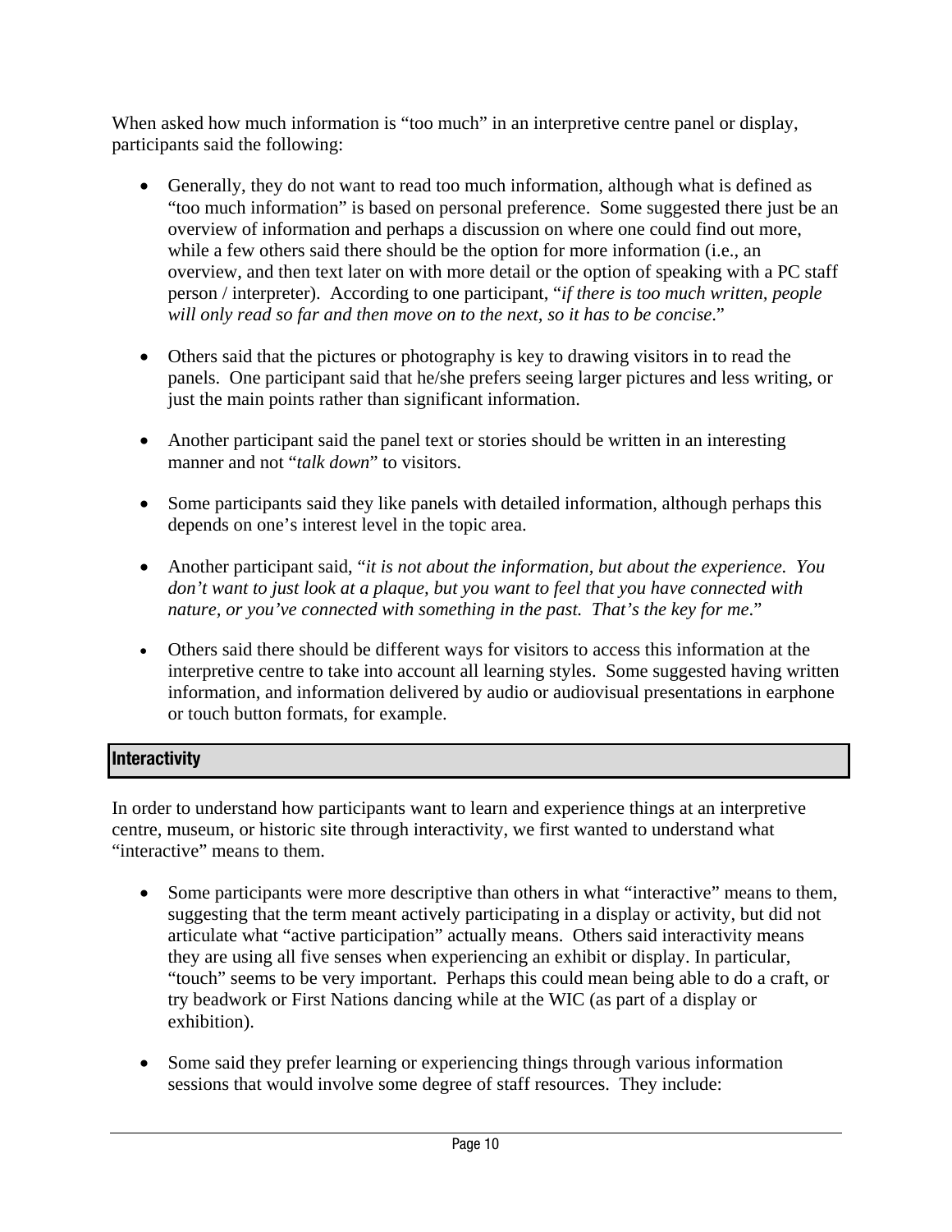When asked how much information is "too much" in an interpretive centre panel or display, participants said the following:

- Generally, they do not want to read too much information, although what is defined as "too much information" is based on personal preference. Some suggested there just be an overview of information and perhaps a discussion on where one could find out more, while a few others said there should be the option for more information (i.e., an overview, and then text later on with more detail or the option of speaking with a PC staff person / interpreter). According to one participant, "*if there is too much written, people will only read so far and then move on to the next, so it has to be concise*."

- Others said that the pictures or photography is key to drawing visitors in to read the panels. One participant said that he/she prefers seeing larger pictures and less writing, or just the main points rather than significant information.

- Another participant said the panel text or stories should be written in an interesting manner and not "*talk down*" to visitors.

- Some participants said they like panels with detailed information, although perhaps this depends on one's interest level in the topic area.

- Another participant said, "*it is not about the information, but about the experience. You don't want to just look at a plaque, but you want to feel that you have connected with nature, or you've connected with something in the past. That's the key for me*."

- Others said there should be different ways for visitors to access this information at the interpretive centre to take into account all learning styles. Some suggested having written information, and information delivered by audio or audiovisual presentations in earphone or touch button formats, for example.

## Interactivity

In order to understand how participants want to learn and experience things at an interpretive centre, museum, or historic site through interactivity, we first wanted to understand what "interactive" means to them.

- Some participants were more descriptive than others in what "interactive" means to them, suggesting that the term meant actively participating in a display or activity, but did not articulate what "active participation" actually means. Others said interactivity means they are using all five senses when experiencing an exhibit or display. In particular, "touch" seems to be very important. Perhaps this could mean being able to do a craft, or try beadwork or First Nations dancing while at the WIC (as part of a display or exhibition).

- Some said they prefer learning or experiencing things through various information sessions that would involve some degree of staff resources. They include: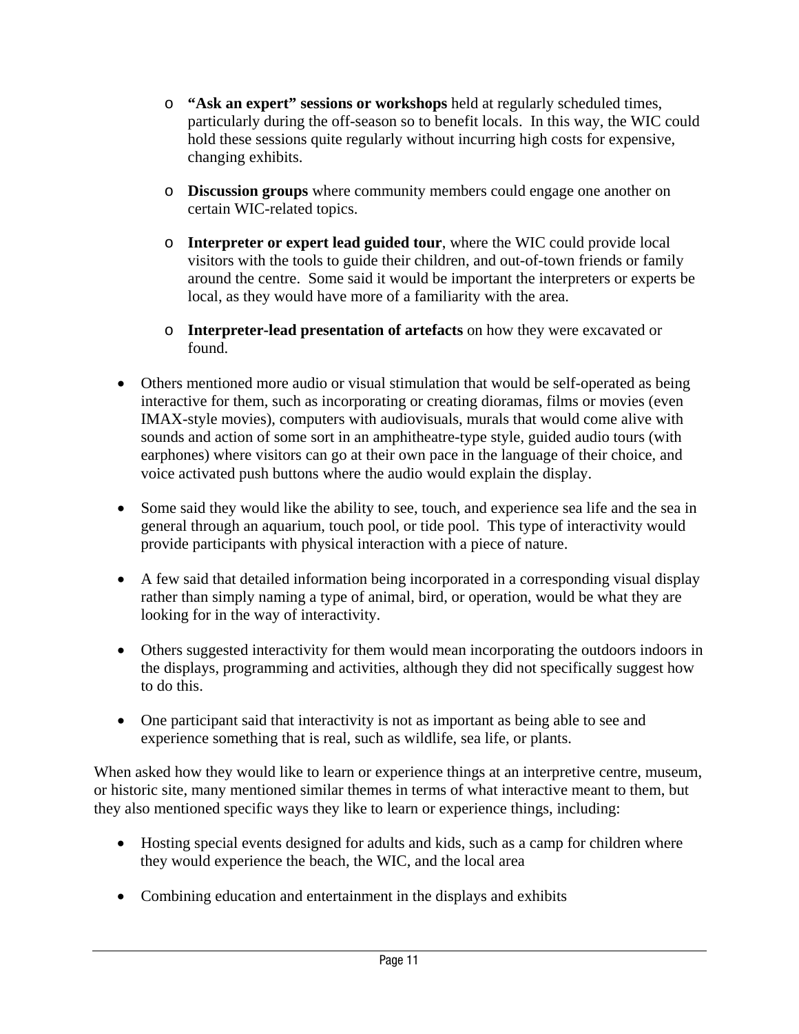- **“Ask an expert” sessions or workshops** held at regularly scheduled times, particularly during the off-season so to benefit locals. In this way, the WIC could hold these sessions quite regularly without incurring high costs for expensive, changing exhibits.

  - **Discussion groups** where community members could engage one another on certain WIC-related topics.

  - **Interpreter or expert lead guided tour**, where the WIC could provide local visitors with the tools to guide their children, and out-of-town friends or family around the centre. Some said it would be important the interpreters or experts be local, as they would have more of a familiarity with the area.

  - **Interpreter-lead presentation of artefacts** on how they were excavated or found.

- Others mentioned more audio or visual stimulation that would be self-operated as being interactive for them, such as incorporating or creating dioramas, films or movies (even IMAX-style movies), computers with audiovisuals, murals that would come alive with sounds and action of some sort in an amphitheatre-type style, guided audio tours (with earphones) where visitors can go at their own pace in the language of their choice, and voice activated push buttons where the audio would explain the display.

- Some said they would like the ability to see, touch, and experience sea life and the sea in general through an aquarium, touch pool, or tide pool. This type of interactivity would provide participants with physical interaction with a piece of nature.

- A few said that detailed information being incorporated in a corresponding visual display rather than simply naming a type of animal, bird, or operation, would be what they are looking for in the way of interactivity.

- Others suggested interactivity for them would mean incorporating the outdoors indoors in the displays, programming and activities, although they did not specifically suggest how to do this.

- One participant said that interactivity is not as important as being able to see and experience something that is real, such as wildlife, sea life, or plants.

When asked how they would like to learn or experience things at an interpretive centre, museum, or historic site, many mentioned similar themes in terms of what interactive meant to them, but they also mentioned specific ways they like to learn or experience things, including:

- Hosting special events designed for adults and kids, such as a camp for children where they would experience the beach, the WIC, and the local area

- Combining education and entertainment in the displays and exhibits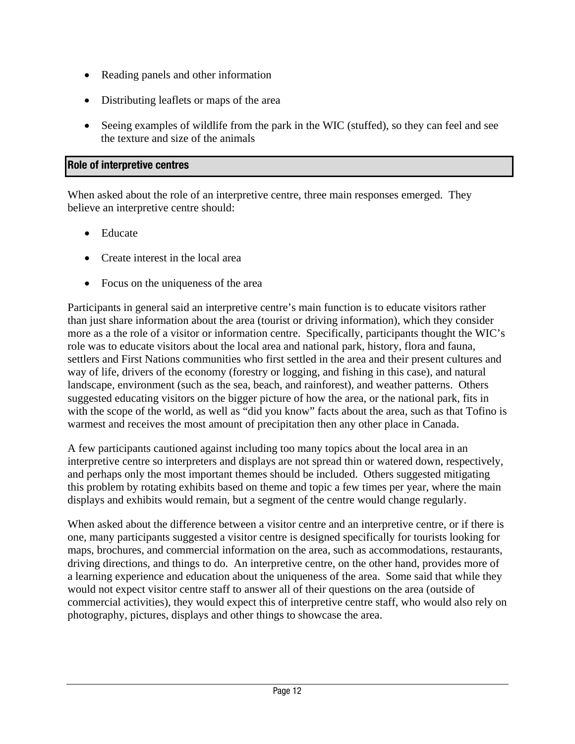- Reading panels and other information
- Distributing leaflets or maps of the area
- Seeing examples of wildlife from the park in the WIC (stuffed), so they can feel and see the texture and size of the animals

## Role of interpretive centres

When asked about the role of an interpretive centre, three main responses emerged. They believe an interpretive centre should:

- Educate
- Create interest in the local area
- Focus on the uniqueness of the area

Participants in general said an interpretive centre's main function is to educate visitors rather than just share information about the area (tourist or driving information), which they consider more as a the role of a visitor or information centre. Specifically, participants thought the WIC's role was to educate visitors about the local area and national park, history, flora and fauna, settlers and First Nations communities who first settled in the area and their present cultures and way of life, drivers of the economy (forestry or logging, and fishing in this case), and natural landscape, environment (such as the sea, beach, and rainforest), and weather patterns. Others suggested educating visitors on the bigger picture of how the area, or the national park, fits in with the scope of the world, as well as "did you know" facts about the area, such as that Tofino is warmest and receives the most amount of precipitation then any other place in Canada.

A few participants cautioned against including too many topics about the local area in an interpretive centre so interpreters and displays are not spread thin or watered down, respectively, and perhaps only the most important themes should be included. Others suggested mitigating this problem by rotating exhibits based on theme and topic a few times per year, where the main displays and exhibits would remain, but a segment of the centre would change regularly.

When asked about the difference between a visitor centre and an interpretive centre, or if there is one, many participants suggested a visitor centre is designed specifically for tourists looking for maps, brochures, and commercial information on the area, such as accommodations, restaurants, driving directions, and things to do. An interpretive centre, on the other hand, provides more of a learning experience and education about the uniqueness of the area. Some said that while they would not expect visitor centre staff to answer all of their questions on the area (outside of commercial activities), they would expect this of interpretive centre staff, who would also rely on photography, pictures, displays and other things to showcase the area.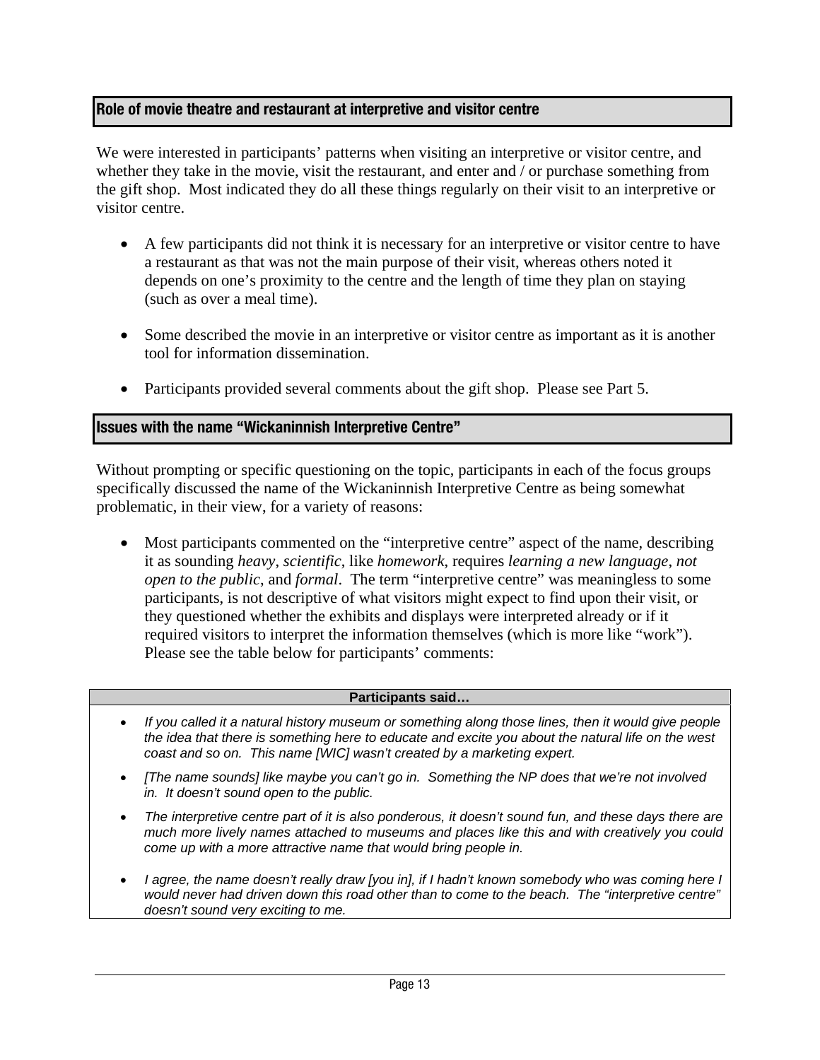### Role of movie theatre and restaurant at interpretive and visitor centre

We were interested in participants' patterns when visiting an interpretive or visitor centre, and whether they take in the movie, visit the restaurant, and enter and / or purchase something from the gift shop. Most indicated they do all these things regularly on their visit to an interpretive or visitor centre.

- A few participants did not think it is necessary for an interpretive or visitor centre to have a restaurant as that was not the main purpose of their visit, whereas others noted it depends on one's proximity to the centre and the length of time they plan on staying (such as over a meal time).
- Some described the movie in an interpretive or visitor centre as important as it is another tool for information dissemination.
- Participants provided several comments about the gift shop. Please see Part 5.

### Issues with the name "Wickaninnish Interpretive Centre"

Without prompting or specific questioning on the topic, participants in each of the focus groups specifically discussed the name of the Wickaninnish Interpretive Centre as being somewhat problematic, in their view, for a variety of reasons:

- Most participants commented on the "interpretive centre" aspect of the name, describing it as sounding *heavy*, *scientific*, like *homework*, requires *learning a new language*, *not open to the public*, and *formal*. The term "interpretive centre" was meaningless to some participants, is not descriptive of what visitors might expect to find upon their visit, or they questioned whether the exhibits and displays were interpreted already or if it required visitors to interpret the information themselves (which is more like "work"). Please see the table below for participants' comments:

| Participants said… |
| --- |
| • *If you called it a natural history museum or something along those lines, then it would give people the idea that there is something here to educate and excite you about the natural life on the west coast and so on. This name [WIC] wasn't created by a marketing expert.*<br>• *[The name sounds] like maybe you can't go in. Something the NP does that we're not involved in. It doesn't sound open to the public.*<br>• *The interpretive centre part of it is also ponderous, it doesn't sound fun, and these days there are much more lively names attached to museums and places like this and with creatively you could come up with a more attractive name that would bring people in.*<br>• *I agree, the name doesn't really draw [you in], if I hadn't known somebody who was coming here I would never had driven down this road other than to come to the beach. The "interpretive centre" doesn't sound very exciting to me.* |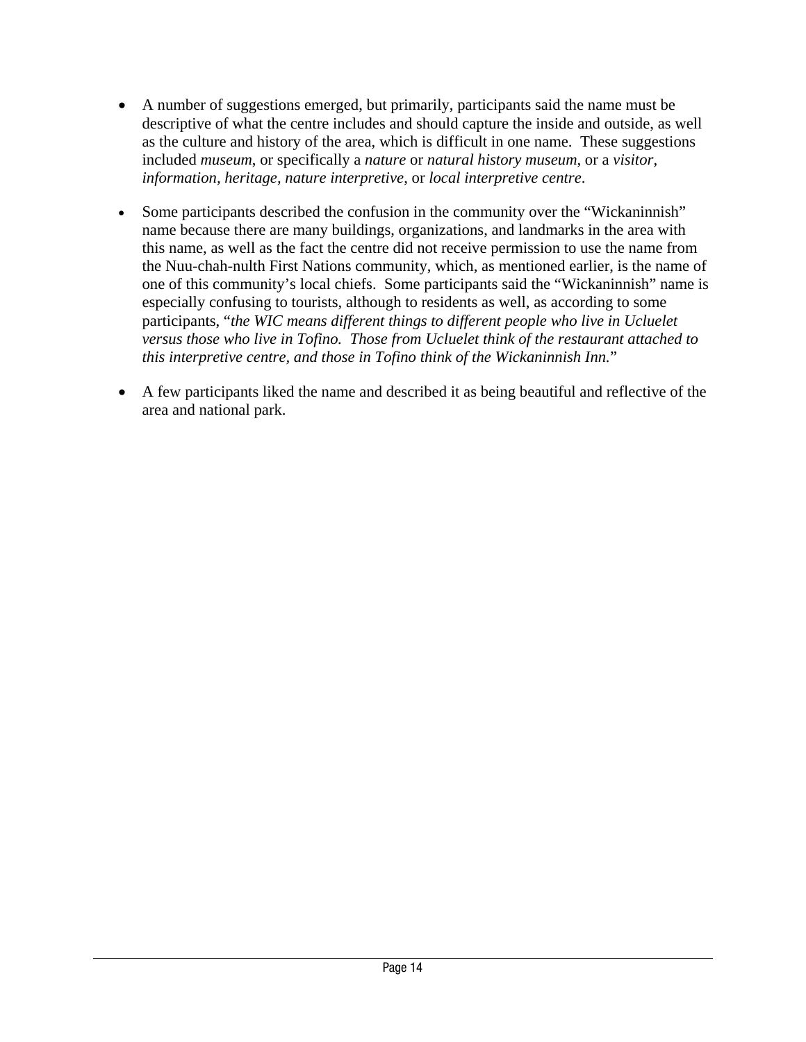- A number of suggestions emerged, but primarily, participants said the name must be descriptive of what the centre includes and should capture the inside and outside, as well as the culture and history of the area, which is difficult in one name. These suggestions included *museum*, or specifically a *nature* or *natural history museum*, or a *visitor, information, heritage, nature interpretive,* or *local interpretive centre*.

- Some participants described the confusion in the community over the "Wickaninnish" name because there are many buildings, organizations, and landmarks in the area with this name, as well as the fact the centre did not receive permission to use the name from the Nuu-chah-nulth First Nations community, which, as mentioned earlier, is the name of one of this community's local chiefs. Some participants said the "Wickaninnish" name is especially confusing to tourists, although to residents as well, as according to some participants, "*the WIC means different things to different people who live in Ucluelet versus those who live in Tofino. Those from Ucluelet think of the restaurant attached to this interpretive centre, and those in Tofino think of the Wickaninnish Inn.*"

- A few participants liked the name and described it as being beautiful and reflective of the area and national park.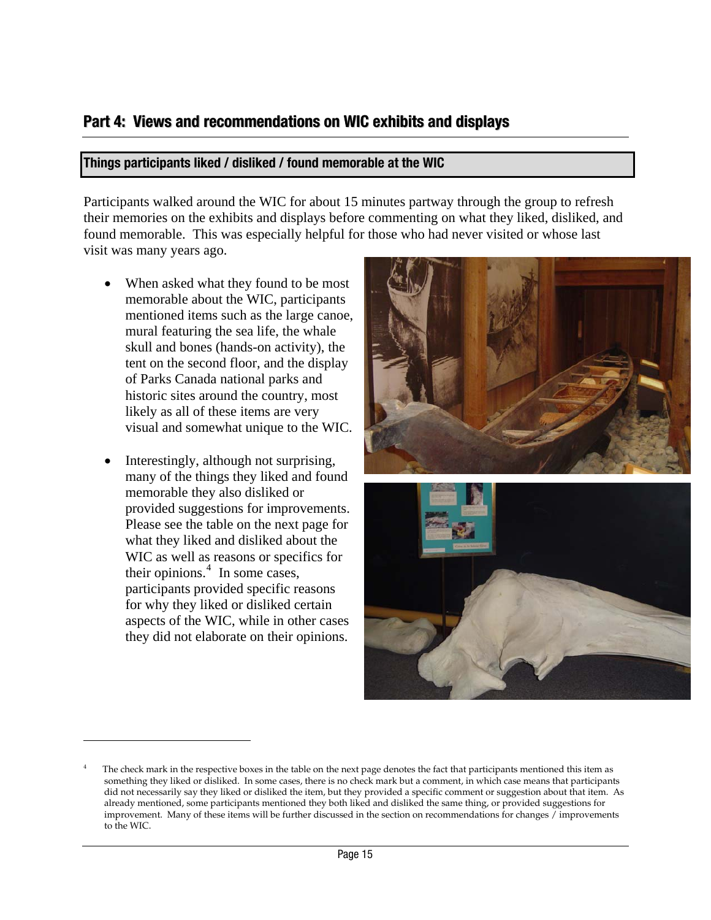## Part 4: Views and recommendations on WIC exhibits and displays

### Things participants liked / disliked / found memorable at the WIC

Participants walked around the WIC for about 15 minutes partway through the group to refresh their memories on the exhibits and displays before commenting on what they liked, disliked, and found memorable. This was especially helpful for those who had never visited or whose last visit was many years ago.

- When asked what they found to be most memorable about the WIC, participants mentioned items such as the large canoe, mural featuring the sea life, the whale skull and bones (hands-on activity), the tent on the second floor, and the display of Parks Canada national parks and historic sites around the country, most likely as all of these items are very visual and somewhat unique to the WIC.
- Interestingly, although not surprising, many of the things they liked and found memorable they also disliked or provided suggestions for improvements. Please see the table on the next page for what they liked and disliked about the WIC as well as reasons or specifics for their opinions.[4] In some cases, participants provided specific reasons for why they liked or disliked certain aspects of the WIC, while in other cases they did not elaborate on their opinions.

[4] The check mark in the respective boxes in the table on the next page denotes the fact that participants mentioned this item as something they liked or disliked. In some cases, there is no check mark but a comment, in which case means that participants did not necessarily say they liked or disliked the item, but they provided a specific comment or suggestion about that item. As already mentioned, some participants mentioned they both liked and disliked the same thing, or provided suggestions for improvement. Many of these items will be further discussed in the section on recommendations for changes / improvements to the WIC.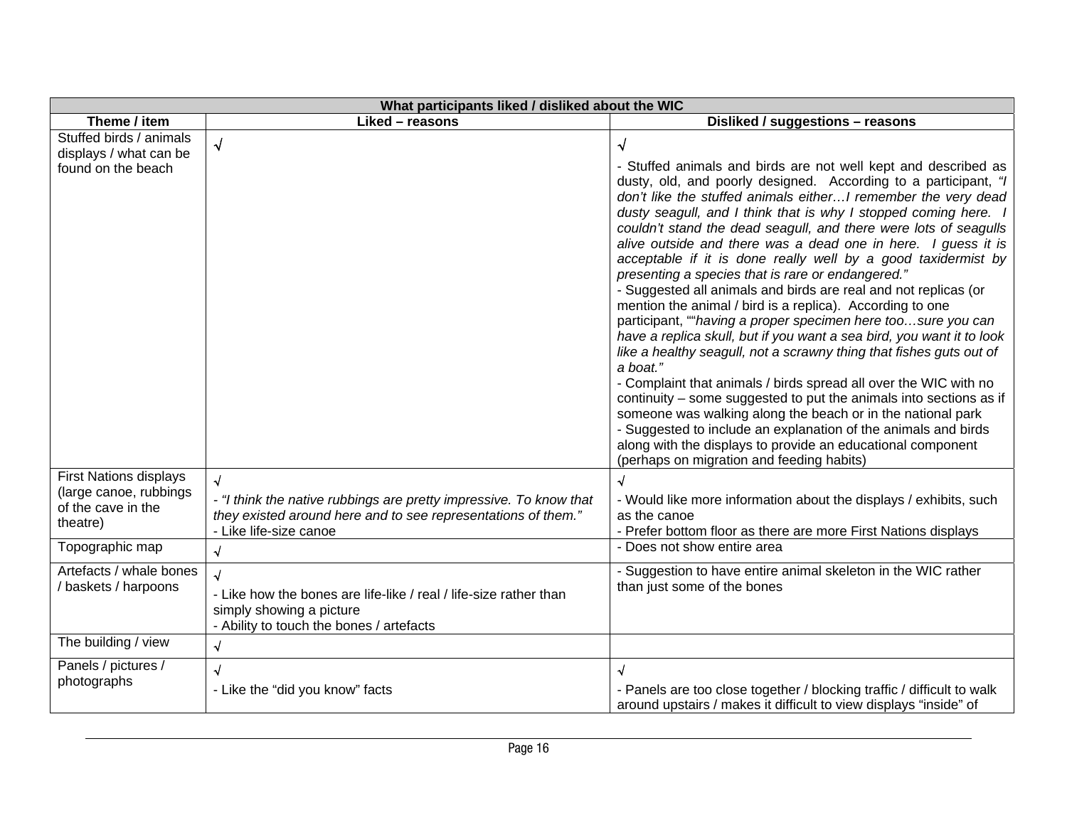| What participants liked / disliked about the WIC | | |
|---|---|---|
| **Theme / item** | **Liked – reasons** | **Disliked / suggestions – reasons** |
| Stuffed birds / animals displays / what can be found on the beach | √ | √<br>- Stuffed animals and birds are not well kept and described as dusty, old, and poorly designed. According to a participant, *"I don't like the stuffed animals either…I remember the very dead dusty seagull, and I think that is why I stopped coming here. I couldn't stand the dead seagull, and there were lots of seagulls alive outside and there was a dead one in here. I guess it is acceptable if it is done really well by a good taxidermist by presenting a species that is rare or endangered."*<br>- Suggested all animals and birds are real and not replicas (or mention the animal / bird is a replica). According to one participant, ""*having a proper specimen here too…sure you can have a replica skull, but if you want a sea bird, you want it to look like a healthy seagull, not a scrawny thing that fishes guts out of a boat."*<br>- Complaint that animals / birds spread all over the WIC with no continuity – some suggested to put the animals into sections as if someone was walking along the beach or in the national park<br>- Suggested to include an explanation of the animals and birds along with the displays to provide an educational component (perhaps on migration and feeding habits) |
| First Nations displays (large canoe, rubbings of the cave in the theatre) | √<br>- *"I think the native rubbings are pretty impressive. To know that they existed around here and to see representations of them."*<br>- Like life-size canoe | √<br>- Would like more information about the displays / exhibits, such as the canoe<br>- Prefer bottom floor as there are more First Nations displays |
| Topographic map | √ | - Does not show entire area |
| Artefacts / whale bones / baskets / harpoons | √<br>- Like how the bones are life-like / real / life-size rather than simply showing a picture<br>- Ability to touch the bones / artefacts | - Suggestion to have entire animal skeleton in the WIC rather than just some of the bones |
| The building / view | √ | |
| Panels / pictures / photographs | √<br>- Like the "did you know" facts | √<br>- Panels are too close together / blocking traffic / difficult to walk around upstairs / makes it difficult to view displays "inside" of |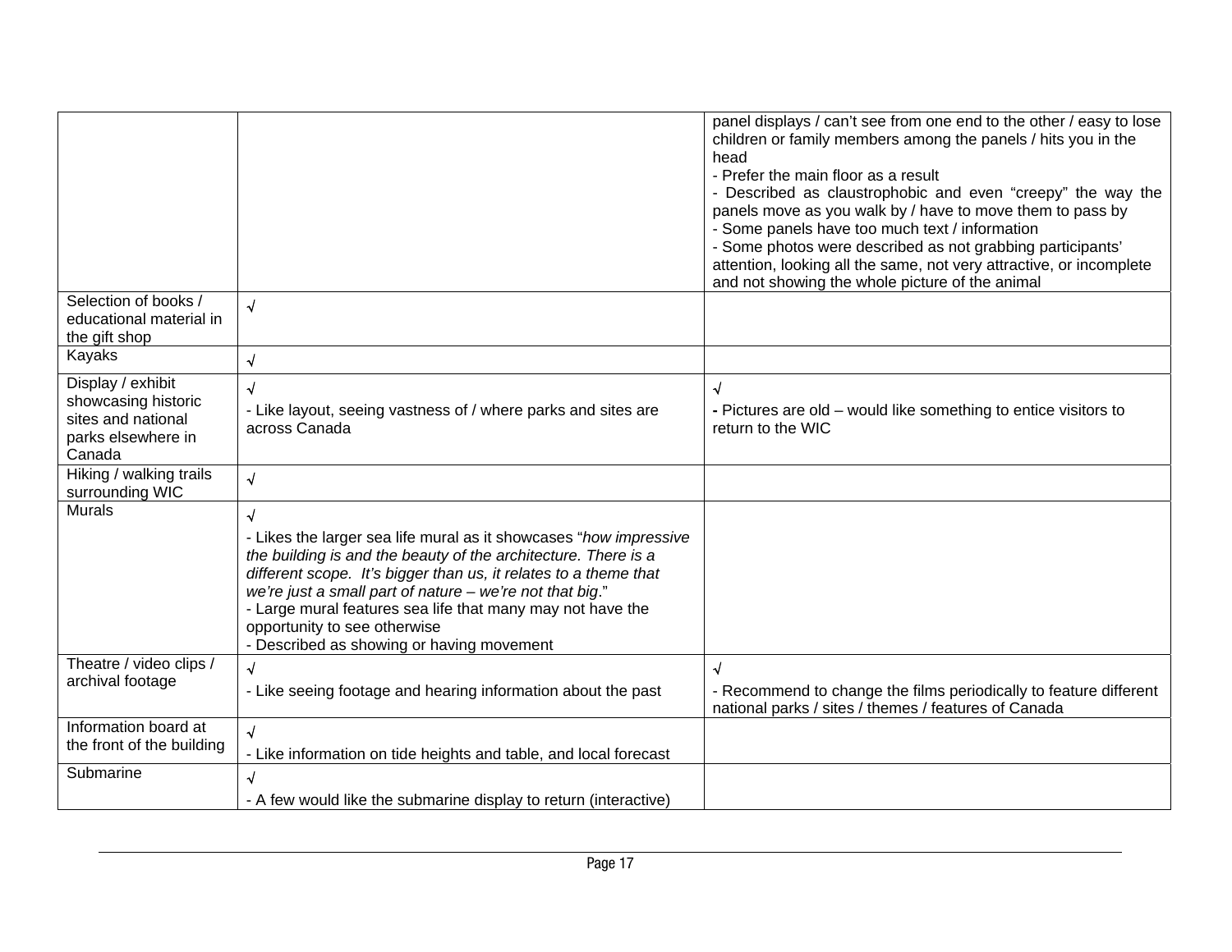| | | |
|---|---|---|
| | | panel displays / can't see from one end to the other / easy to lose children or family members among the panels / hits you in the head<br>- Prefer the main floor as a result<br>- Described as claustrophobic and even "creepy" the way the panels move as you walk by / have to move them to pass by<br>- Some panels have too much text / information<br>- Some photos were described as not grabbing participants' attention, looking all the same, not very attractive, or incomplete and not showing the whole picture of the animal |
| Selection of books / educational material in the gift shop | √ | |
| Kayaks | √ | |
| Display / exhibit showcasing historic sites and national parks elsewhere in Canada | √<br>- Like layout, seeing vastness of / where parks and sites are across Canada | √<br>- Pictures are old – would like something to entice visitors to return to the WIC |
| Hiking / walking trails surrounding WIC | √ | |
| Murals | √<br>- Likes the larger sea life mural as it showcases "*how impressive the building is and the beauty of the architecture. There is a different scope. It's bigger than us, it relates to a theme that we're just a small part of nature – we're not that big*."<br>- Large mural features sea life that many may not have the opportunity to see otherwise<br>- Described as showing or having movement | |
| Theatre / video clips / archival footage | √<br>- Like seeing footage and hearing information about the past | √<br>- Recommend to change the films periodically to feature different national parks / sites / themes / features of Canada |
| Information board at the front of the building | √<br>- Like information on tide heights and table, and local forecast | |
| Submarine | √<br>- A few would like the submarine display to return (interactive) | |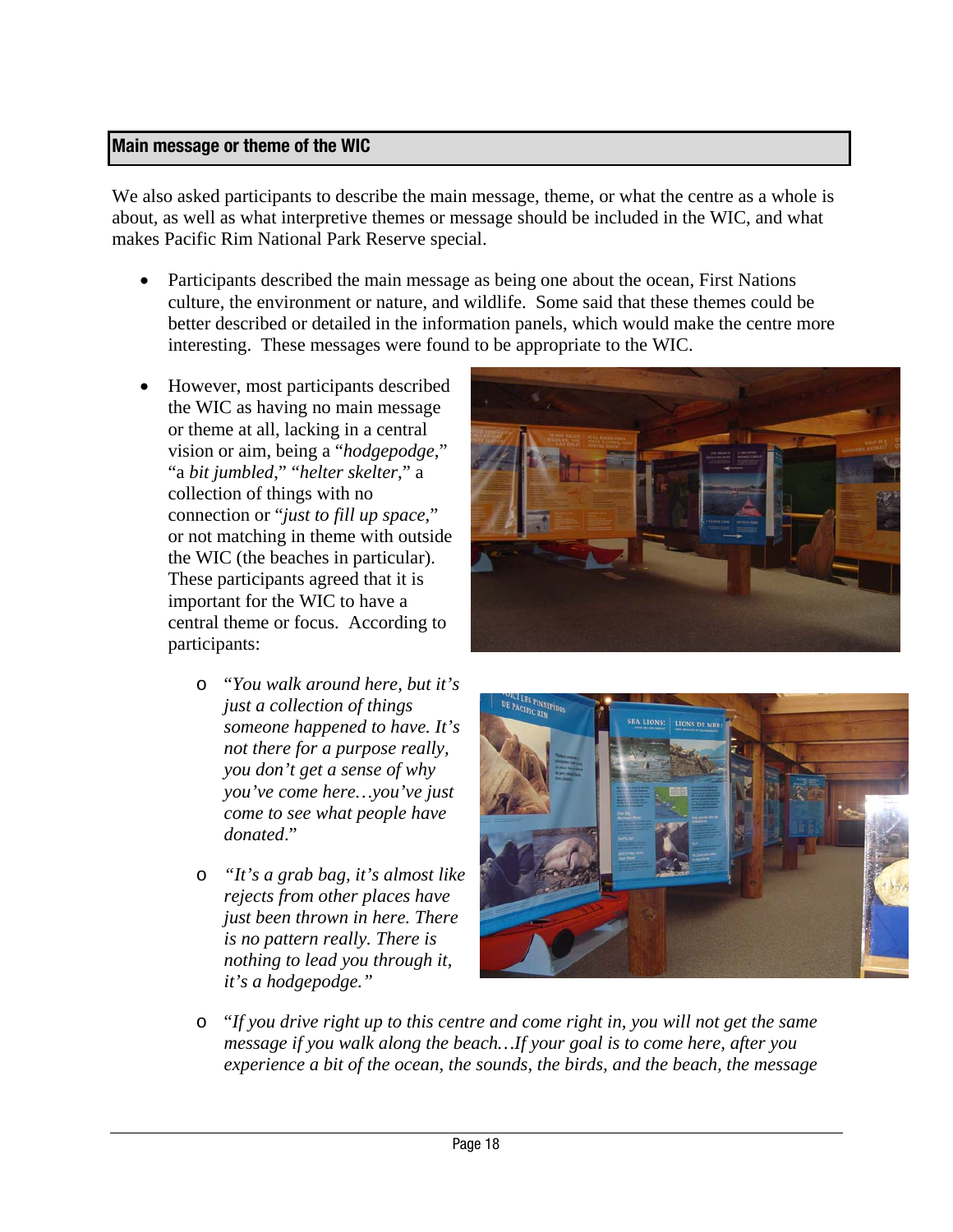## Main message or theme of the WIC

We also asked participants to describe the main message, theme, or what the centre as a whole is about, as well as what interpretive themes or message should be included in the WIC, and what makes Pacific Rim National Park Reserve special.

- Participants described the main message as being one about the ocean, First Nations culture, the environment or nature, and wildlife. Some said that these themes could be better described or detailed in the information panels, which would make the centre more interesting. These messages were found to be appropriate to the WIC.
- However, most participants described the WIC as having no main message or theme at all, lacking in a central vision or aim, being a "*hodgepodge*," "a *bit jumbled*," "*helter skelter*," a collection of things with no connection or "*just to fill up space*," or not matching in theme with outside the WIC (the beaches in particular). These participants agreed that it is important for the WIC to have a central theme or focus. According to participants:
  - "*You walk around here, but it's just a collection of things someone happened to have. It's not there for a purpose really, you don't get a sense of why you've come here…you've just come to see what people have donated*."
  - *"It's a grab bag, it's almost like rejects from other places have just been thrown in here. There is no pattern really. There is nothing to lead you through it, it's a hodgepodge."*
  - "*If you drive right up to this centre and come right in, you will not get the same message if you walk along the beach…If your goal is to come here, after you experience a bit of the ocean, the sounds, the birds, and the beach, the message*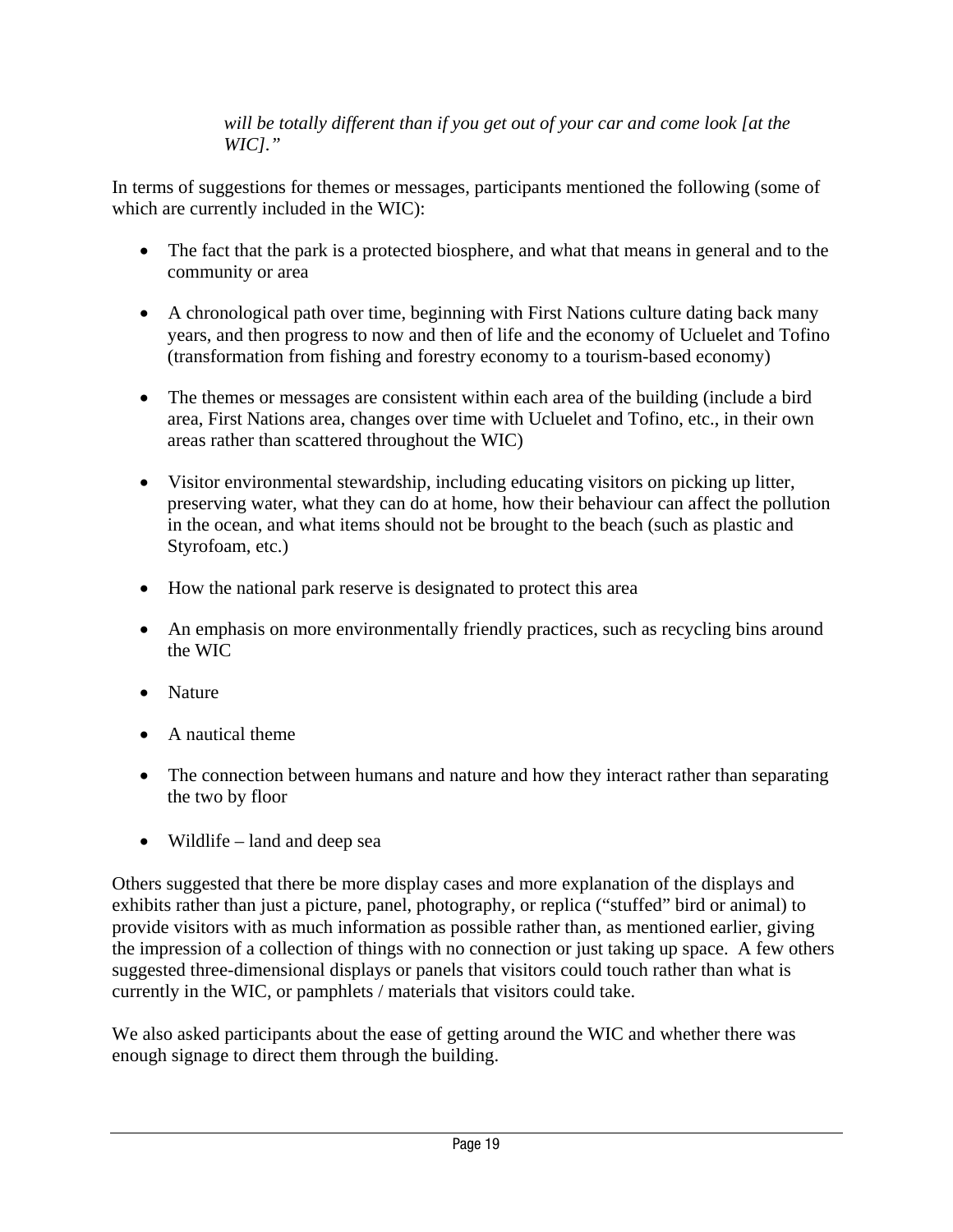> *will be totally different than if you get out of your car and come look [at the WIC]."*

In terms of suggestions for themes or messages, participants mentioned the following (some of which are currently included in the WIC):

- The fact that the park is a protected biosphere, and what that means in general and to the community or area
- A chronological path over time, beginning with First Nations culture dating back many years, and then progress to now and then of life and the economy of Ucluelet and Tofino (transformation from fishing and forestry economy to a tourism-based economy)
- The themes or messages are consistent within each area of the building (include a bird area, First Nations area, changes over time with Ucluelet and Tofino, etc., in their own areas rather than scattered throughout the WIC)
- Visitor environmental stewardship, including educating visitors on picking up litter, preserving water, what they can do at home, how their behaviour can affect the pollution in the ocean, and what items should not be brought to the beach (such as plastic and Styrofoam, etc.)
- How the national park reserve is designated to protect this area
- An emphasis on more environmentally friendly practices, such as recycling bins around the WIC
- Nature
- A nautical theme
- The connection between humans and nature and how they interact rather than separating the two by floor
- Wildlife – land and deep sea

Others suggested that there be more display cases and more explanation of the displays and exhibits rather than just a picture, panel, photography, or replica ("stuffed" bird or animal) to provide visitors with as much information as possible rather than, as mentioned earlier, giving the impression of a collection of things with no connection or just taking up space. A few others suggested three-dimensional displays or panels that visitors could touch rather than what is currently in the WIC, or pamphlets / materials that visitors could take.

We also asked participants about the ease of getting around the WIC and whether there was enough signage to direct them through the building.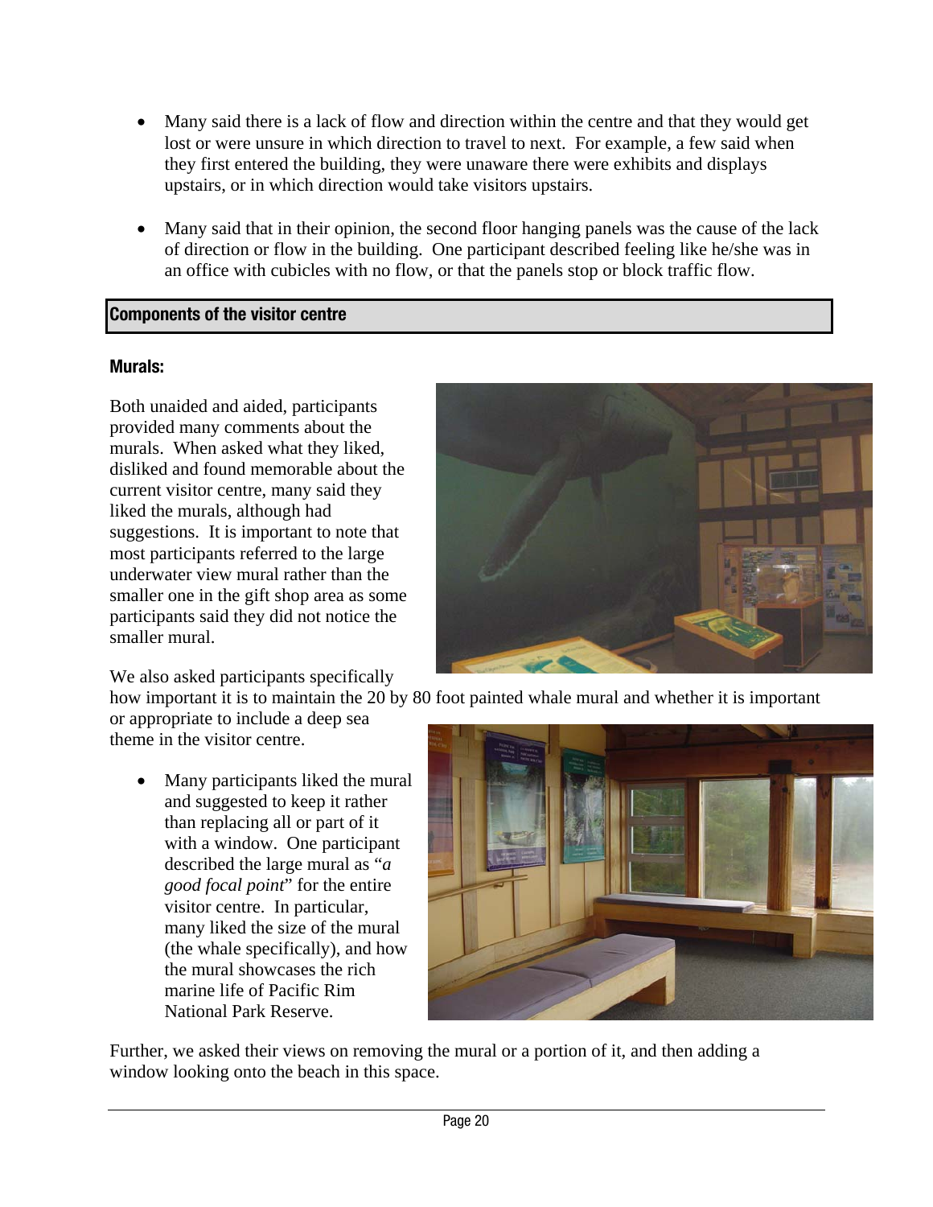- Many said there is a lack of flow and direction within the centre and that they would get lost or were unsure in which direction to travel to next. For example, a few said when they first entered the building, they were unaware there were exhibits and displays upstairs, or in which direction would take visitors upstairs.

- Many said that in their opinion, the second floor hanging panels was the cause of the lack of direction or flow in the building. One participant described feeling like he/she was in an office with cubicles with no flow, or that the panels stop or block traffic flow.

## Components of the visitor centre

### Murals:

Both unaided and aided, participants provided many comments about the murals. When asked what they liked, disliked and found memorable about the current visitor centre, many said they liked the murals, although had suggestions. It is important to note that most participants referred to the large underwater view mural rather than the smaller one in the gift shop area as some participants said they did not notice the smaller mural.

We also asked participants specifically how important it is to maintain the 20 by 80 foot painted whale mural and whether it is important or appropriate to include a deep sea theme in the visitor centre.

- Many participants liked the mural and suggested to keep it rather than replacing all or part of it with a window. One participant described the large mural as "*a good focal point*" for the entire visitor centre. In particular, many liked the size of the mural (the whale specifically), and how the mural showcases the rich marine life of Pacific Rim National Park Reserve.

Further, we asked their views on removing the mural or a portion of it, and then adding a window looking onto the beach in this space.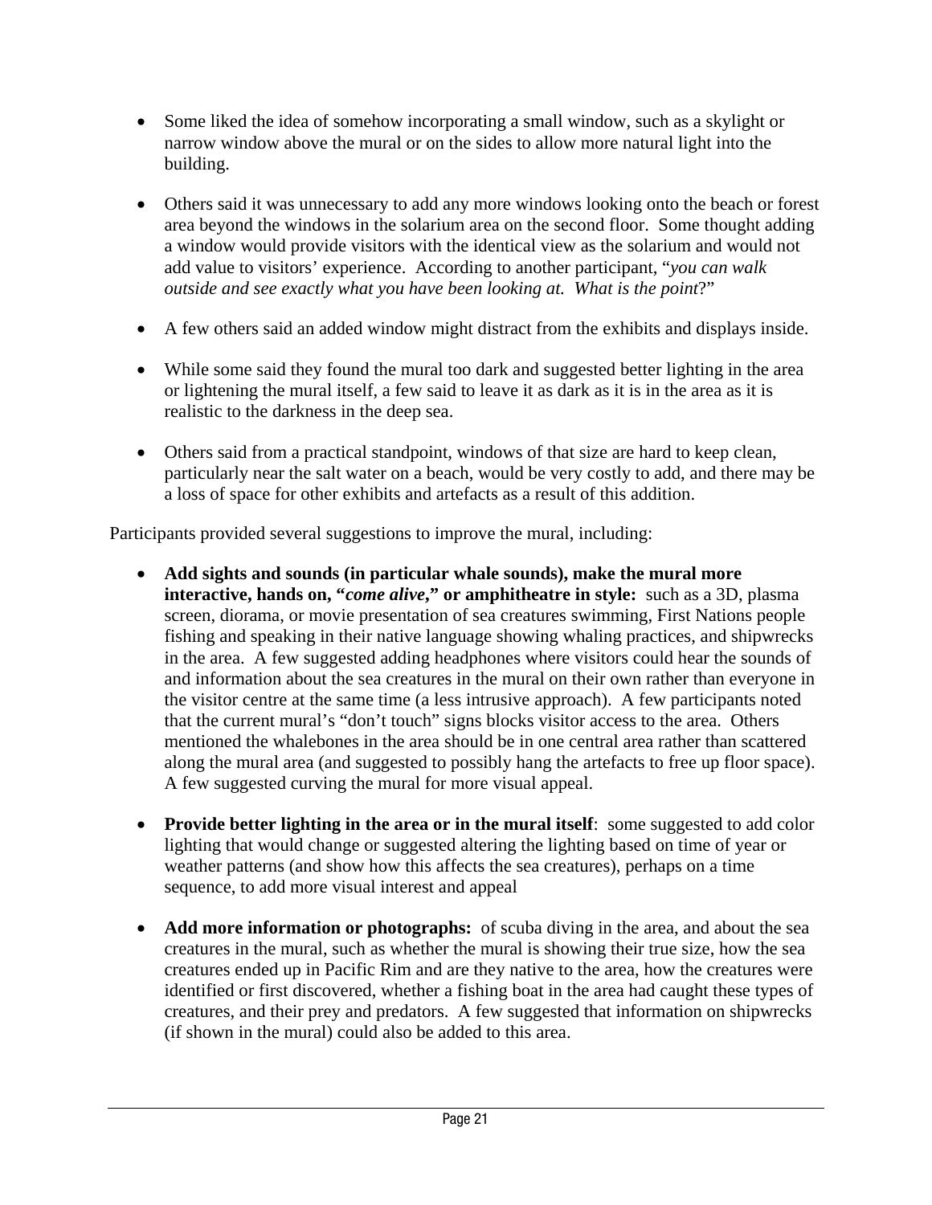- Some liked the idea of somehow incorporating a small window, such as a skylight or narrow window above the mural or on the sides to allow more natural light into the building.

- Others said it was unnecessary to add any more windows looking onto the beach or forest area beyond the windows in the solarium area on the second floor. Some thought adding a window would provide visitors with the identical view as the solarium and would not add value to visitors' experience. According to another participant, "*you can walk outside and see exactly what you have been looking at. What is the point*?"

- A few others said an added window might distract from the exhibits and displays inside.

- While some said they found the mural too dark and suggested better lighting in the area or lightening the mural itself, a few said to leave it as dark as it is in the area as it is realistic to the darkness in the deep sea.

- Others said from a practical standpoint, windows of that size are hard to keep clean, particularly near the salt water on a beach, would be very costly to add, and there may be a loss of space for other exhibits and artefacts as a result of this addition.

Participants provided several suggestions to improve the mural, including:

- **Add sights and sounds (in particular whale sounds), make the mural more interactive, hands on, "*come alive*," or amphitheatre in style:** such as a 3D, plasma screen, diorama, or movie presentation of sea creatures swimming, First Nations people fishing and speaking in their native language showing whaling practices, and shipwrecks in the area. A few suggested adding headphones where visitors could hear the sounds of and information about the sea creatures in the mural on their own rather than everyone in the visitor centre at the same time (a less intrusive approach). A few participants noted that the current mural's "don't touch" signs blocks visitor access to the area. Others mentioned the whalebones in the area should be in one central area rather than scattered along the mural area (and suggested to possibly hang the artefacts to free up floor space). A few suggested curving the mural for more visual appeal.

- **Provide better lighting in the area or in the mural itself**: some suggested to add color lighting that would change or suggested altering the lighting based on time of year or weather patterns (and show how this affects the sea creatures), perhaps on a time sequence, to add more visual interest and appeal

- **Add more information or photographs:** of scuba diving in the area, and about the sea creatures in the mural, such as whether the mural is showing their true size, how the sea creatures ended up in Pacific Rim and are they native to the area, how the creatures were identified or first discovered, whether a fishing boat in the area had caught these types of creatures, and their prey and predators. A few suggested that information on shipwrecks (if shown in the mural) could also be added to this area.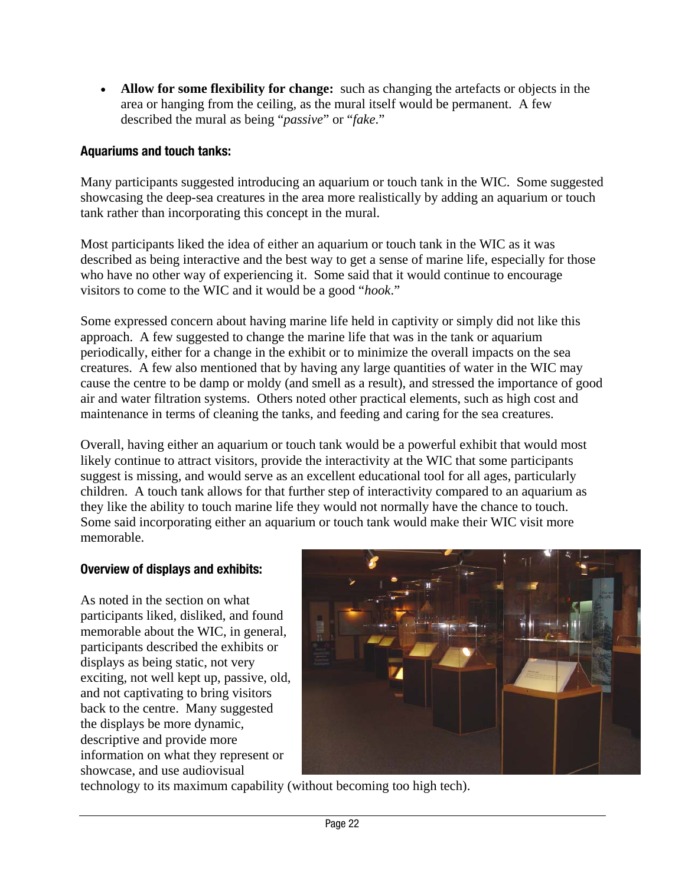- **Allow for some flexibility for change:** such as changing the artefacts or objects in the area or hanging from the ceiling, as the mural itself would be permanent. A few described the mural as being "*passive*" or "*fake*."

### Aquariums and touch tanks:

Many participants suggested introducing an aquarium or touch tank in the WIC. Some suggested showcasing the deep-sea creatures in the area more realistically by adding an aquarium or touch tank rather than incorporating this concept in the mural.

Most participants liked the idea of either an aquarium or touch tank in the WIC as it was described as being interactive and the best way to get a sense of marine life, especially for those who have no other way of experiencing it. Some said that it would continue to encourage visitors to come to the WIC and it would be a good "*hook*."

Some expressed concern about having marine life held in captivity or simply did not like this approach. A few suggested to change the marine life that was in the tank or aquarium periodically, either for a change in the exhibit or to minimize the overall impacts on the sea creatures. A few also mentioned that by having any large quantities of water in the WIC may cause the centre to be damp or moldy (and smell as a result), and stressed the importance of good air and water filtration systems. Others noted other practical elements, such as high cost and maintenance in terms of cleaning the tanks, and feeding and caring for the sea creatures.

Overall, having either an aquarium or touch tank would be a powerful exhibit that would most likely continue to attract visitors, provide the interactivity at the WIC that some participants suggest is missing, and would serve as an excellent educational tool for all ages, particularly children. A touch tank allows for that further step of interactivity compared to an aquarium as they like the ability to touch marine life they would not normally have the chance to touch. Some said incorporating either an aquarium or touch tank would make their WIC visit more memorable.

### Overview of displays and exhibits:

As noted in the section on what participants liked, disliked, and found memorable about the WIC, in general, participants described the exhibits or displays as being static, not very exciting, not well kept up, passive, old, and not captivating to bring visitors back to the centre. Many suggested the displays be more dynamic, descriptive and provide more information on what they represent or showcase, and use audiovisual technology to its maximum capability (without becoming too high tech).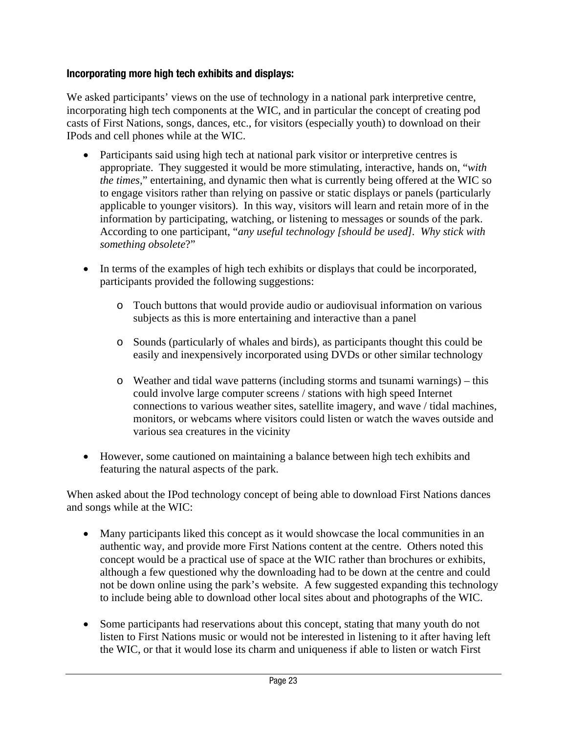**Incorporating more high tech exhibits and displays:**

We asked participants' views on the use of technology in a national park interpretive centre, incorporating high tech components at the WIC, and in particular the concept of creating pod casts of First Nations, songs, dances, etc., for visitors (especially youth) to download on their IPods and cell phones while at the WIC.

- Participants said using high tech at national park visitor or interpretive centres is appropriate. They suggested it would be more stimulating, interactive, hands on, "*with the times*," entertaining, and dynamic then what is currently being offered at the WIC so to engage visitors rather than relying on passive or static displays or panels (particularly applicable to younger visitors). In this way, visitors will learn and retain more of in the information by participating, watching, or listening to messages or sounds of the park. According to one participant, "*any useful technology [should be used]. Why stick with something obsolete*?"

- In terms of the examples of high tech exhibits or displays that could be incorporated, participants provided the following suggestions:

  - Touch buttons that would provide audio or audiovisual information on various subjects as this is more entertaining and interactive than a panel

  - Sounds (particularly of whales and birds), as participants thought this could be easily and inexpensively incorporated using DVDs or other similar technology

  - Weather and tidal wave patterns (including storms and tsunami warnings) – this could involve large computer screens / stations with high speed Internet connections to various weather sites, satellite imagery, and wave / tidal machines, monitors, or webcams where visitors could listen or watch the waves outside and various sea creatures in the vicinity

- However, some cautioned on maintaining a balance between high tech exhibits and featuring the natural aspects of the park.

When asked about the IPod technology concept of being able to download First Nations dances and songs while at the WIC:

- Many participants liked this concept as it would showcase the local communities in an authentic way, and provide more First Nations content at the centre. Others noted this concept would be a practical use of space at the WIC rather than brochures or exhibits, although a few questioned why the downloading had to be down at the centre and could not be down online using the park's website. A few suggested expanding this technology to include being able to download other local sites about and photographs of the WIC.

- Some participants had reservations about this concept, stating that many youth do not listen to First Nations music or would not be interested in listening to it after having left the WIC, or that it would lose its charm and uniqueness if able to listen or watch First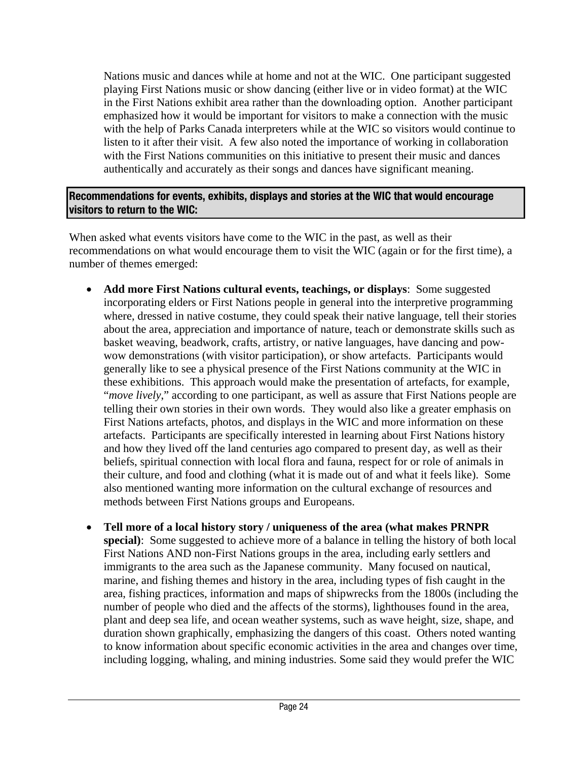Nations music and dances while at home and not at the WIC. One participant suggested playing First Nations music or show dancing (either live or in video format) at the WIC in the First Nations exhibit area rather than the downloading option. Another participant emphasized how it would be important for visitors to make a connection with the music with the help of Parks Canada interpreters while at the WIC so visitors would continue to listen to it after their visit. A few also noted the importance of working in collaboration with the First Nations communities on this initiative to present their music and dances authentically and accurately as their songs and dances have significant meaning.

**Recommendations for events, exhibits, displays and stories at the WIC that would encourage visitors to return to the WIC:**

When asked what events visitors have come to the WIC in the past, as well as their recommendations on what would encourage them to visit the WIC (again or for the first time), a number of themes emerged:

- **Add more First Nations cultural events, teachings, or displays**: Some suggested incorporating elders or First Nations people in general into the interpretive programming where, dressed in native costume, they could speak their native language, tell their stories about the area, appreciation and importance of nature, teach or demonstrate skills such as basket weaving, beadwork, crafts, artistry, or native languages, have dancing and pow-wow demonstrations (with visitor participation), or show artefacts. Participants would generally like to see a physical presence of the First Nations community at the WIC in these exhibitions. This approach would make the presentation of artefacts, for example, "*move lively*," according to one participant, as well as assure that First Nations people are telling their own stories in their own words. They would also like a greater emphasis on First Nations artefacts, photos, and displays in the WIC and more information on these artefacts. Participants are specifically interested in learning about First Nations history and how they lived off the land centuries ago compared to present day, as well as their beliefs, spiritual connection with local flora and fauna, respect for or role of animals in their culture, and food and clothing (what it is made out of and what it feels like). Some also mentioned wanting more information on the cultural exchange of resources and methods between First Nations groups and Europeans.

- **Tell more of a local history story / uniqueness of the area (what makes PRNPR special)**: Some suggested to achieve more of a balance in telling the history of both local First Nations AND non-First Nations groups in the area, including early settlers and immigrants to the area such as the Japanese community. Many focused on nautical, marine, and fishing themes and history in the area, including types of fish caught in the area, fishing practices, information and maps of shipwrecks from the 1800s (including the number of people who died and the affects of the storms), lighthouses found in the area, plant and deep sea life, and ocean weather systems, such as wave height, size, shape, and duration shown graphically, emphasizing the dangers of this coast. Others noted wanting to know information about specific economic activities in the area and changes over time, including logging, whaling, and mining industries. Some said they would prefer the WIC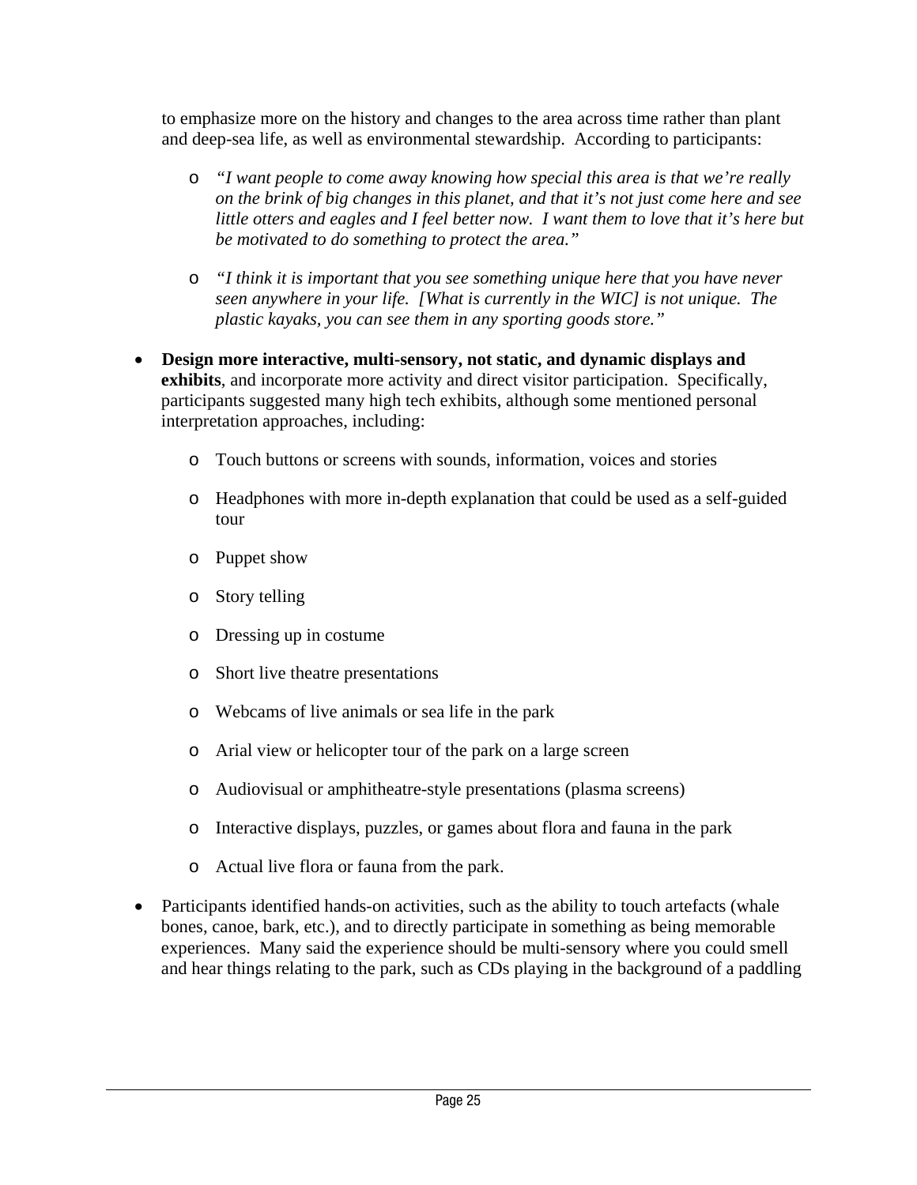to emphasize more on the history and changes to the area across time rather than plant and deep-sea life, as well as environmental stewardship. According to participants:

  - *"I want people to come away knowing how special this area is that we're really on the brink of big changes in this planet, and that it's not just come here and see little otters and eagles and I feel better now. I want them to love that it's here but be motivated to do something to protect the area."*

  - *"I think it is important that you see something unique here that you have never seen anywhere in your life. [What is currently in the WIC] is not unique. The plastic kayaks, you can see them in any sporting goods store."*

- **Design more interactive, multi-sensory, not static, and dynamic displays and exhibits**, and incorporate more activity and direct visitor participation. Specifically, participants suggested many high tech exhibits, although some mentioned personal interpretation approaches, including:

  - Touch buttons or screens with sounds, information, voices and stories
  - Headphones with more in-depth explanation that could be used as a self-guided tour
  - Puppet show
  - Story telling
  - Dressing up in costume
  - Short live theatre presentations
  - Webcams of live animals or sea life in the park
  - Arial view or helicopter tour of the park on a large screen
  - Audiovisual or amphitheatre-style presentations (plasma screens)
  - Interactive displays, puzzles, or games about flora and fauna in the park
  - Actual live flora or fauna from the park.

- Participants identified hands-on activities, such as the ability to touch artefacts (whale bones, canoe, bark, etc.), and to directly participate in something as being memorable experiences. Many said the experience should be multi-sensory where you could smell and hear things relating to the park, such as CDs playing in the background of a paddling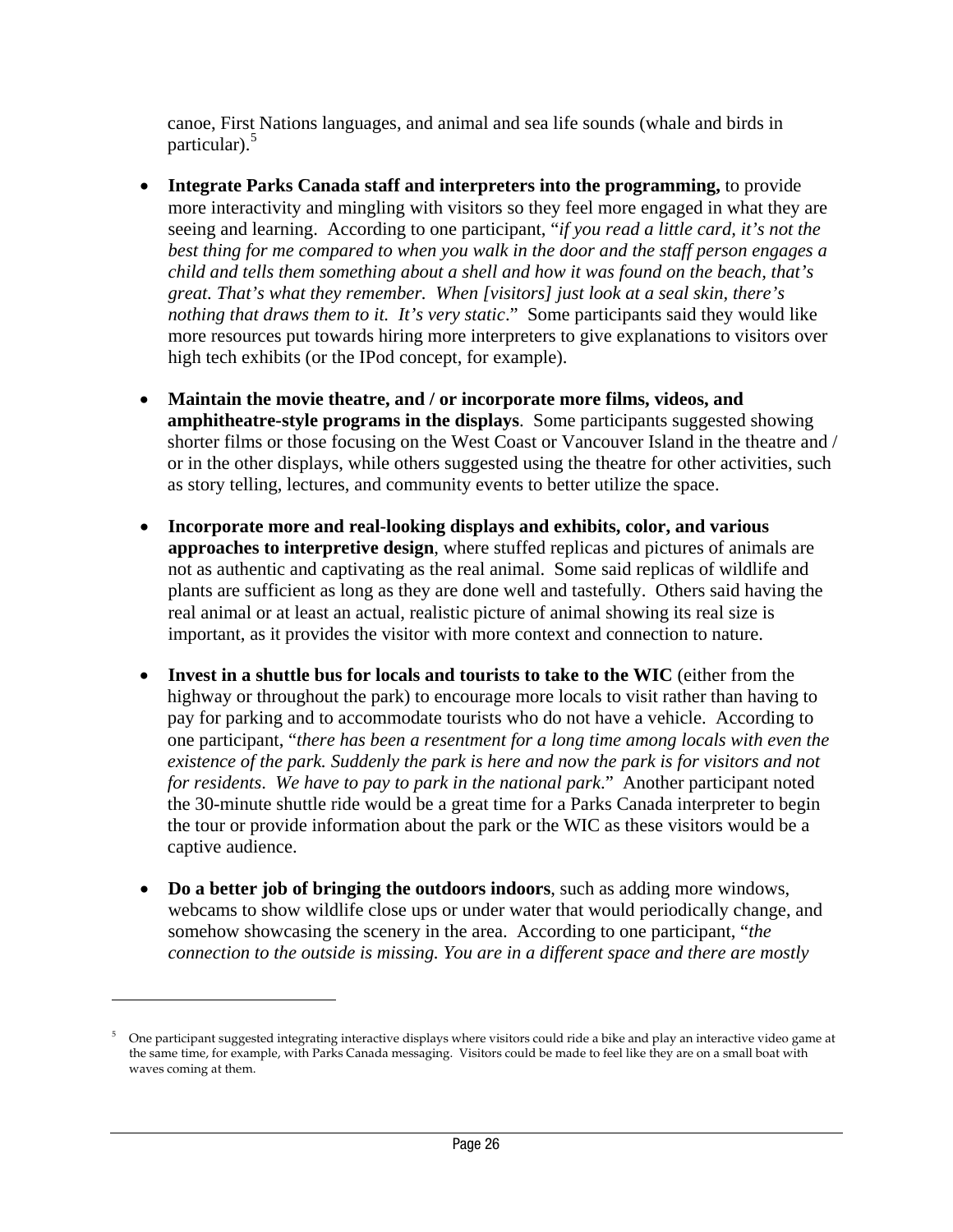canoe, First Nations languages, and animal and sea life sounds (whale and birds in particular).[5]

- **Integrate Parks Canada staff and interpreters into the programming,** to provide more interactivity and mingling with visitors so they feel more engaged in what they are seeing and learning. According to one participant, "*if you read a little card, it's not the best thing for me compared to when you walk in the door and the staff person engages a child and tells them something about a shell and how it was found on the beach, that's great. That's what they remember. When [visitors] just look at a seal skin, there's nothing that draws them to it. It's very static*." Some participants said they would like more resources put towards hiring more interpreters to give explanations to visitors over high tech exhibits (or the IPod concept, for example).

- **Maintain the movie theatre, and / or incorporate more films, videos, and amphitheatre-style programs in the displays**. Some participants suggested showing shorter films or those focusing on the West Coast or Vancouver Island in the theatre and / or in the other displays, while others suggested using the theatre for other activities, such as story telling, lectures, and community events to better utilize the space.

- **Incorporate more and real-looking displays and exhibits, color, and various approaches to interpretive design**, where stuffed replicas and pictures of animals are not as authentic and captivating as the real animal. Some said replicas of wildlife and plants are sufficient as long as they are done well and tastefully. Others said having the real animal or at least an actual, realistic picture of animal showing its real size is important, as it provides the visitor with more context and connection to nature.

- **Invest in a shuttle bus for locals and tourists to take to the WIC** (either from the highway or throughout the park) to encourage more locals to visit rather than having to pay for parking and to accommodate tourists who do not have a vehicle. According to one participant, "*there has been a resentment for a long time among locals with even the existence of the park. Suddenly the park is here and now the park is for visitors and not for residents. We have to pay to park in the national park*." Another participant noted the 30-minute shuttle ride would be a great time for a Parks Canada interpreter to begin the tour or provide information about the park or the WIC as these visitors would be a captive audience.

- **Do a better job of bringing the outdoors indoors**, such as adding more windows, webcams to show wildlife close ups or under water that would periodically change, and somehow showcasing the scenery in the area. According to one participant, "*the connection to the outside is missing. You are in a different space and there are mostly*

---

[5] One participant suggested integrating interactive displays where visitors could ride a bike and play an interactive video game at the same time, for example, with Parks Canada messaging. Visitors could be made to feel like they are on a small boat with waves coming at them.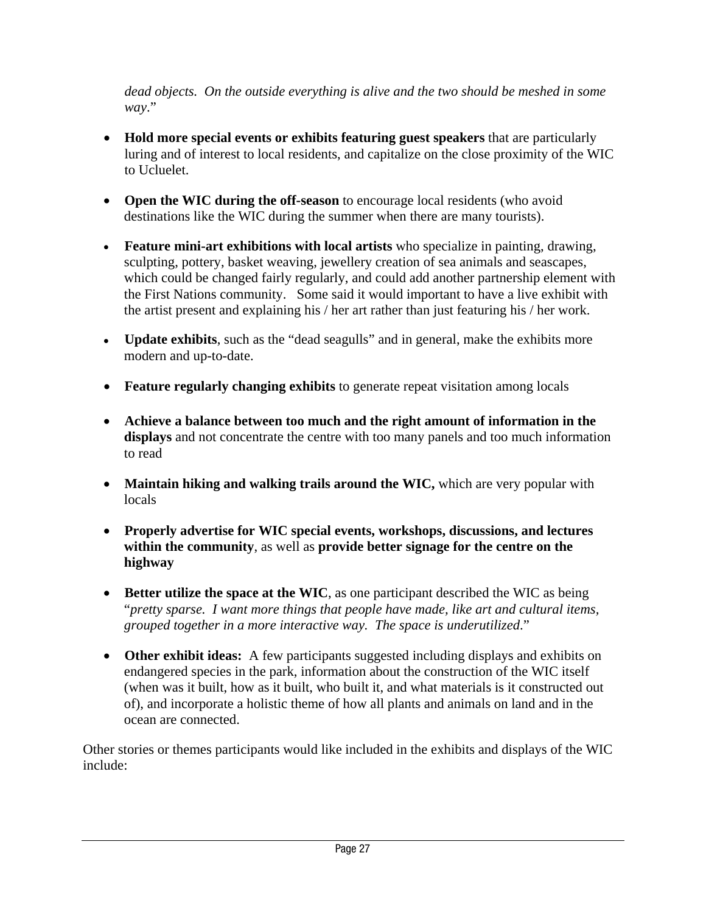*dead objects. On the outside everything is alive and the two should be meshed in some way*."

- **Hold more special events or exhibits featuring guest speakers** that are particularly luring and of interest to local residents, and capitalize on the close proximity of the WIC to Ucluelet.

- **Open the WIC during the off-season** to encourage local residents (who avoid destinations like the WIC during the summer when there are many tourists).

- **Feature mini-art exhibitions with local artists** who specialize in painting, drawing, sculpting, pottery, basket weaving, jewellery creation of sea animals and seascapes, which could be changed fairly regularly, and could add another partnership element with the First Nations community. Some said it would important to have a live exhibit with the artist present and explaining his / her art rather than just featuring his / her work.

- **Update exhibits**, such as the "dead seagulls" and in general, make the exhibits more modern and up-to-date.

- **Feature regularly changing exhibits** to generate repeat visitation among locals

- **Achieve a balance between too much and the right amount of information in the displays** and not concentrate the centre with too many panels and too much information to read

- **Maintain hiking and walking trails around the WIC,** which are very popular with locals

- **Properly advertise for WIC special events, workshops, discussions, and lectures within the community**, as well as **provide better signage for the centre on the highway**

- **Better utilize the space at the WIC**, as one participant described the WIC as being "*pretty sparse. I want more things that people have made, like art and cultural items, grouped together in a more interactive way. The space is underutilized*."

- **Other exhibit ideas:** A few participants suggested including displays and exhibits on endangered species in the park, information about the construction of the WIC itself (when was it built, how as it built, who built it, and what materials is it constructed out of), and incorporate a holistic theme of how all plants and animals on land and in the ocean are connected.

Other stories or themes participants would like included in the exhibits and displays of the WIC include: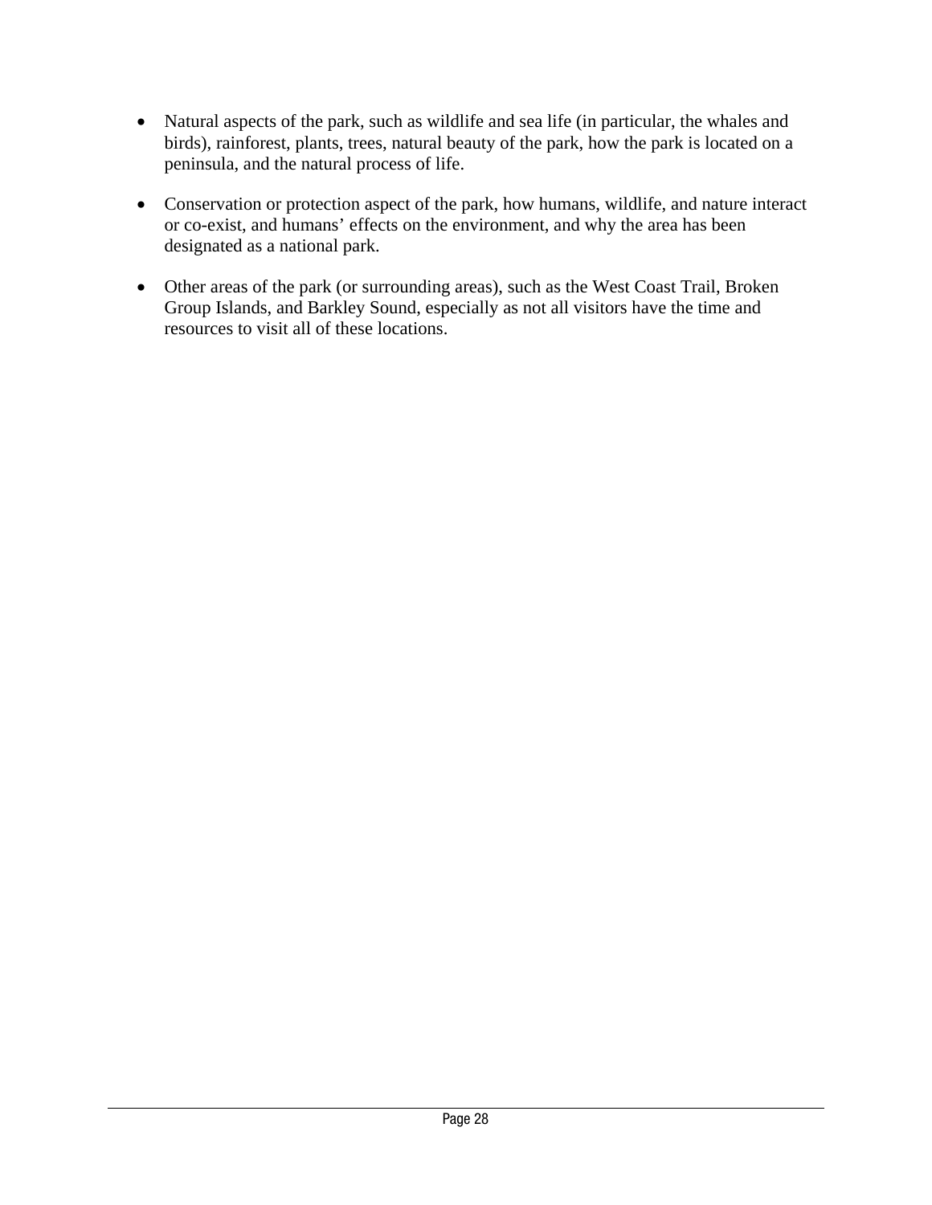- Natural aspects of the park, such as wildlife and sea life (in particular, the whales and birds), rainforest, plants, trees, natural beauty of the park, how the park is located on a peninsula, and the natural process of life.

- Conservation or protection aspect of the park, how humans, wildlife, and nature interact or co-exist, and humans' effects on the environment, and why the area has been designated as a national park.

- Other areas of the park (or surrounding areas), such as the West Coast Trail, Broken Group Islands, and Barkley Sound, especially as not all visitors have the time and resources to visit all of these locations.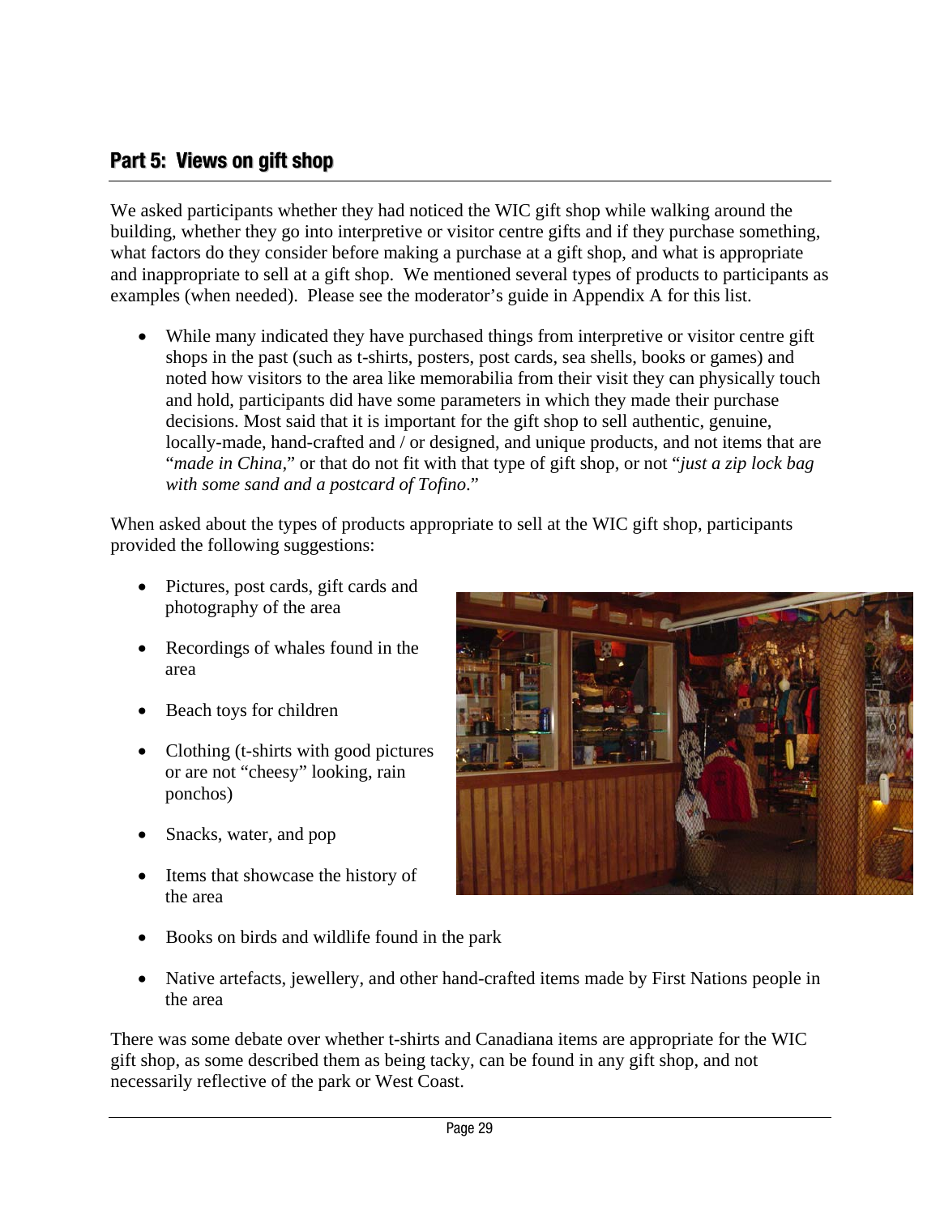## Part 5: Views on gift shop

We asked participants whether they had noticed the WIC gift shop while walking around the building, whether they go into interpretive or visitor centre gifts and if they purchase something, what factors do they consider before making a purchase at a gift shop, and what is appropriate and inappropriate to sell at a gift shop. We mentioned several types of products to participants as examples (when needed). Please see the moderator's guide in Appendix A for this list.

- While many indicated they have purchased things from interpretive or visitor centre gift shops in the past (such as t-shirts, posters, post cards, sea shells, books or games) and noted how visitors to the area like memorabilia from their visit they can physically touch and hold, participants did have some parameters in which they made their purchase decisions. Most said that it is important for the gift shop to sell authentic, genuine, locally-made, hand-crafted and / or designed, and unique products, and not items that are "*made in China*," or that do not fit with that type of gift shop, or not "*just a zip lock bag with some sand and a postcard of Tofino*."

When asked about the types of products appropriate to sell at the WIC gift shop, participants provided the following suggestions:

- Pictures, post cards, gift cards and photography of the area
- Recordings of whales found in the area
- Beach toys for children
- Clothing (t-shirts with good pictures or are not "cheesy" looking, rain ponchos)
- Snacks, water, and pop
- Items that showcase the history of the area
- Books on birds and wildlife found in the park
- Native artefacts, jewellery, and other hand-crafted items made by First Nations people in the area

There was some debate over whether t-shirts and Canadiana items are appropriate for the WIC gift shop, as some described them as being tacky, can be found in any gift shop, and not necessarily reflective of the park or West Coast.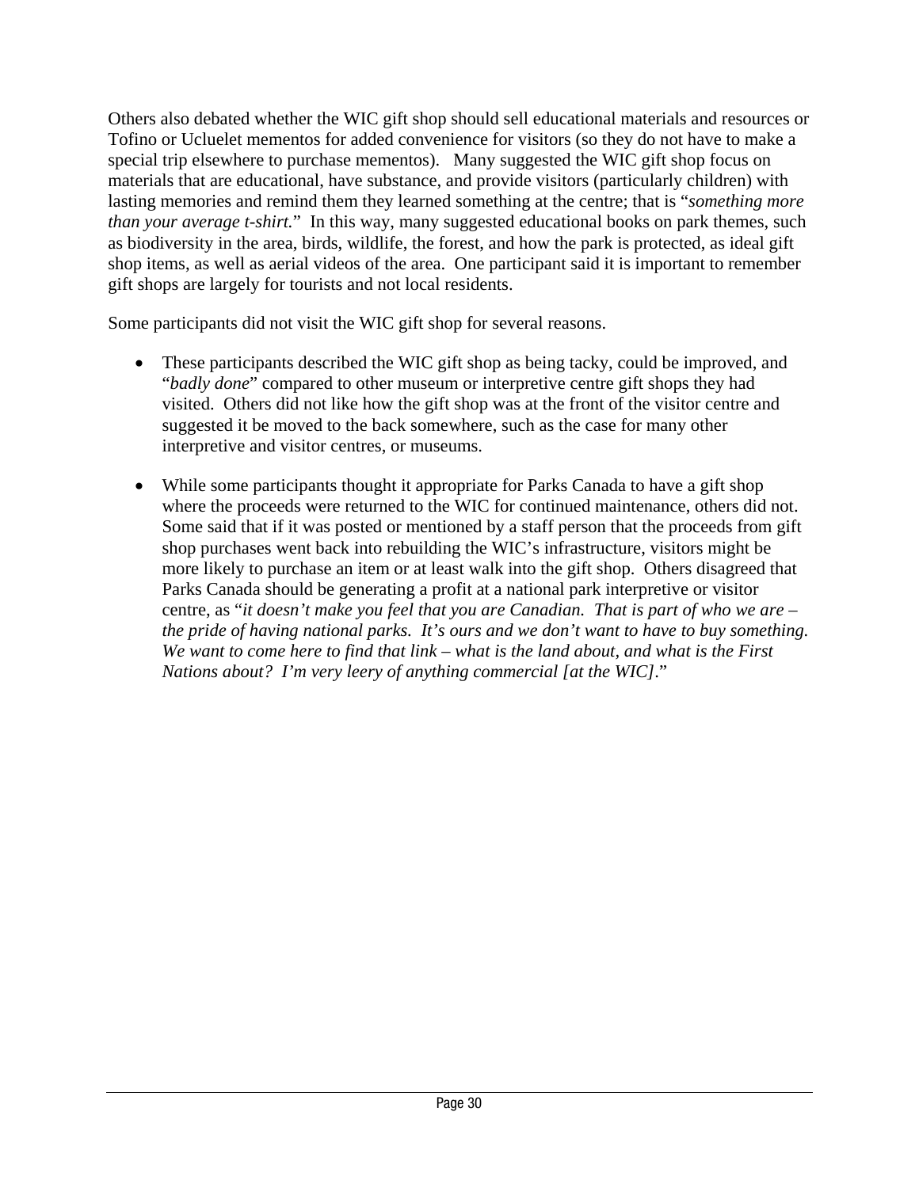Others also debated whether the WIC gift shop should sell educational materials and resources or Tofino or Ucluelet mementos for added convenience for visitors (so they do not have to make a special trip elsewhere to purchase mementos).   Many suggested the WIC gift shop focus on materials that are educational, have substance, and provide visitors (particularly children) with lasting memories and remind them they learned something at the centre; that is "*something more than your average t-shirt.*"  In this way, many suggested educational books on park themes, such as biodiversity in the area, birds, wildlife, the forest, and how the park is protected, as ideal gift shop items, as well as aerial videos of the area.  One participant said it is important to remember gift shops are largely for tourists and not local residents.

Some participants did not visit the WIC gift shop for several reasons.

- These participants described the WIC gift shop as being tacky, could be improved, and "*badly done*" compared to other museum or interpretive centre gift shops they had visited.  Others did not like how the gift shop was at the front of the visitor centre and suggested it be moved to the back somewhere, such as the case for many other interpretive and visitor centres, or museums.

- While some participants thought it appropriate for Parks Canada to have a gift shop where the proceeds were returned to the WIC for continued maintenance, others did not.  Some said that if it was posted or mentioned by a staff person that the proceeds from gift shop purchases went back into rebuilding the WIC's infrastructure, visitors might be more likely to purchase an item or at least walk into the gift shop.  Others disagreed that Parks Canada should be generating a profit at a national park interpretive or visitor centre, as "*it doesn't make you feel that you are Canadian.  That is part of who we are – the pride of having national parks.  It's ours and we don't want to have to buy something.  We want to come here to find that link – what is the land about, and what is the First Nations about?  I'm very leery of anything commercial [at the WIC]*."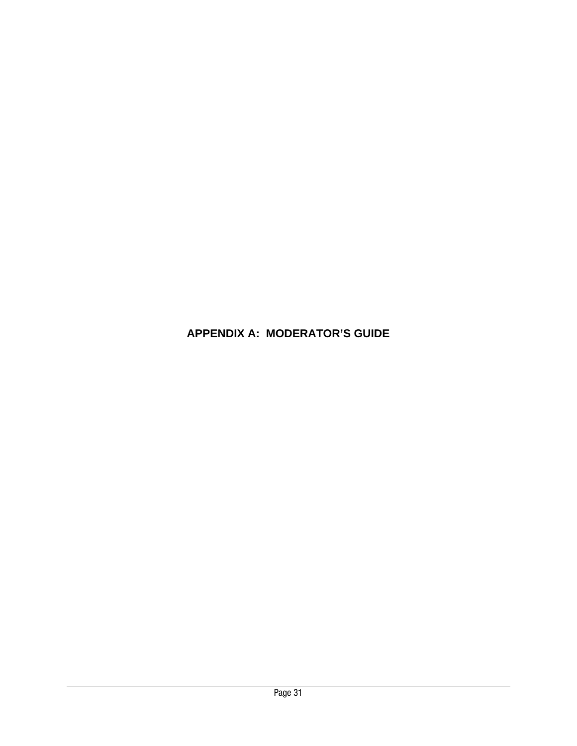# APPENDIX A: MODERATOR'S GUIDE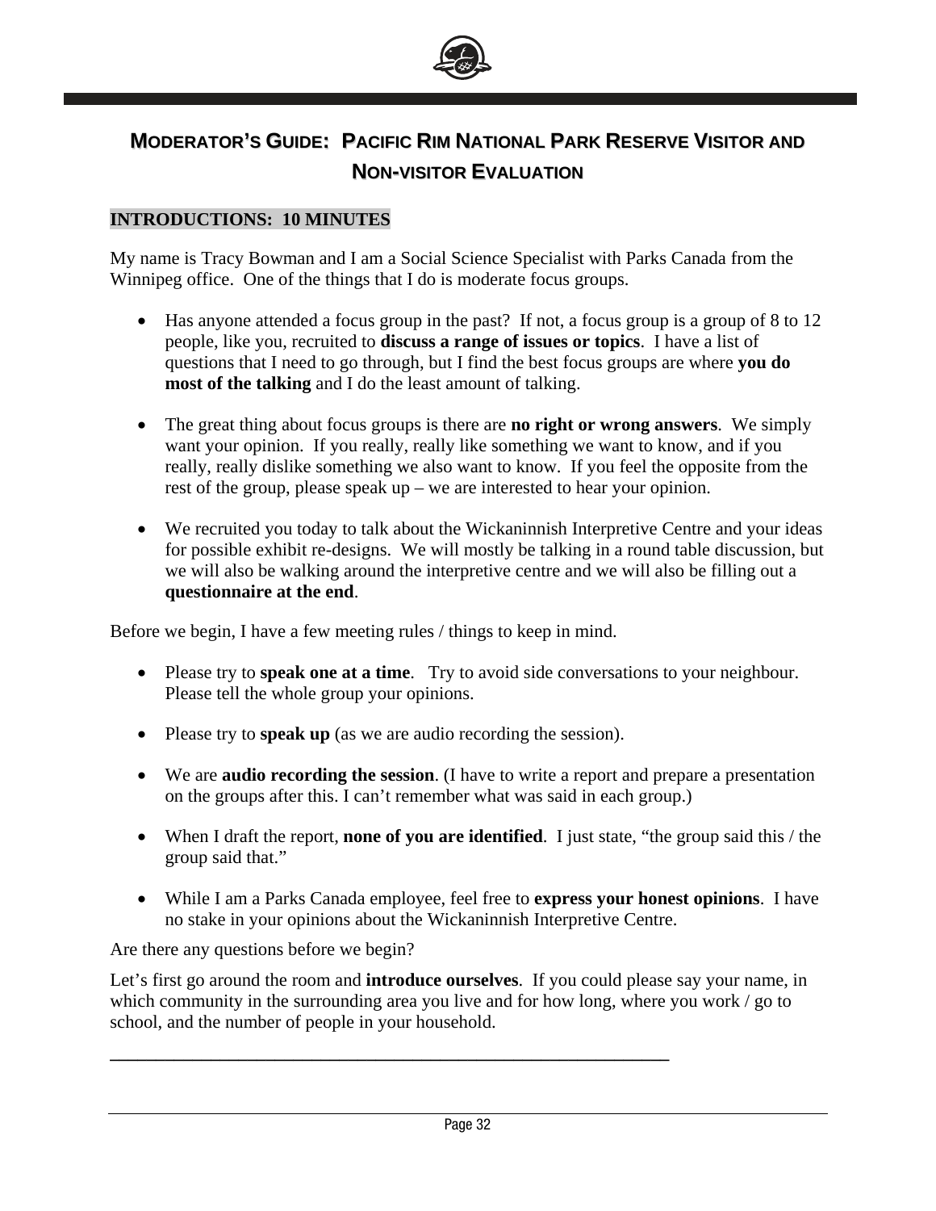# MODERATOR'S GUIDE: PACIFIC RIM NATIONAL PARK RESERVE VISITOR AND NON-VISITOR EVALUATION

## INTRODUCTIONS: 10 MINUTES

My name is Tracy Bowman and I am a Social Science Specialist with Parks Canada from the Winnipeg office. One of the things that I do is moderate focus groups.

- Has anyone attended a focus group in the past? If not, a focus group is a group of 8 to 12 people, like you, recruited to **discuss a range of issues or topics**. I have a list of questions that I need to go through, but I find the best focus groups are where **you do most of the talking** and I do the least amount of talking.

- The great thing about focus groups is there are **no right or wrong answers**. We simply want your opinion. If you really, really like something we want to know, and if you really, really dislike something we also want to know. If you feel the opposite from the rest of the group, please speak up – we are interested to hear your opinion.

- We recruited you today to talk about the Wickaninnish Interpretive Centre and your ideas for possible exhibit re-designs. We will mostly be talking in a round table discussion, but we will also be walking around the interpretive centre and we will also be filling out a **questionnaire at the end**.

Before we begin, I have a few meeting rules / things to keep in mind.

- Please try to **speak one at a time**. Try to avoid side conversations to your neighbour. Please tell the whole group your opinions.

- Please try to **speak up** (as we are audio recording the session).

- We are **audio recording the session**. (I have to write a report and prepare a presentation on the groups after this. I can't remember what was said in each group.)

- When I draft the report, **none of you are identified**. I just state, "the group said this / the group said that."

- While I am a Parks Canada employee, feel free to **express your honest opinions**. I have no stake in your opinions about the Wickaninnish Interpretive Centre.

Are there any questions before we begin?

Let's first go around the room and **introduce ourselves**. If you could please say your name, in which community in the surrounding area you live and for how long, where you work / go to school, and the number of people in your household.

---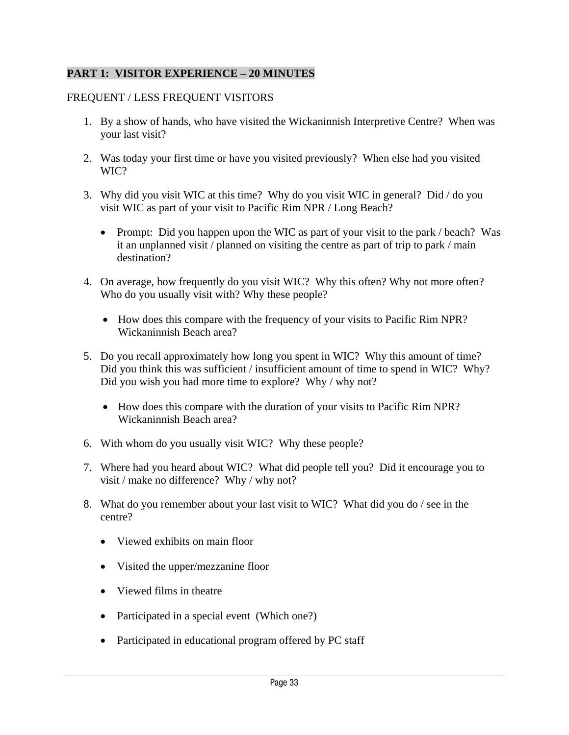## PART 1: VISITOR EXPERIENCE – 20 MINUTES

FREQUENT / LESS FREQUENT VISITORS

1. By a show of hands, who have visited the Wickaninnish Interpretive Centre? When was your last visit?

2. Was today your first time or have you visited previously? When else had you visited WIC?

3. Why did you visit WIC at this time? Why do you visit WIC in general? Did / do you visit WIC as part of your visit to Pacific Rim NPR / Long Beach?

    - Prompt: Did you happen upon the WIC as part of your visit to the park / beach? Was it an unplanned visit / planned on visiting the centre as part of trip to park / main destination?

4. On average, how frequently do you visit WIC? Why this often? Why not more often? Who do you usually visit with? Why these people?

    - How does this compare with the frequency of your visits to Pacific Rim NPR? Wickaninnish Beach area?

5. Do you recall approximately how long you spent in WIC? Why this amount of time? Did you think this was sufficient / insufficient amount of time to spend in WIC? Why? Did you wish you had more time to explore? Why / why not?

    - How does this compare with the duration of your visits to Pacific Rim NPR? Wickaninnish Beach area?

6. With whom do you usually visit WIC? Why these people?

7. Where had you heard about WIC? What did people tell you? Did it encourage you to visit / make no difference? Why / why not?

8. What do you remember about your last visit to WIC? What did you do / see in the centre?

    - Viewed exhibits on main floor
    - Visited the upper/mezzanine floor
    - Viewed films in theatre
    - Participated in a special event (Which one?)
    - Participated in educational program offered by PC staff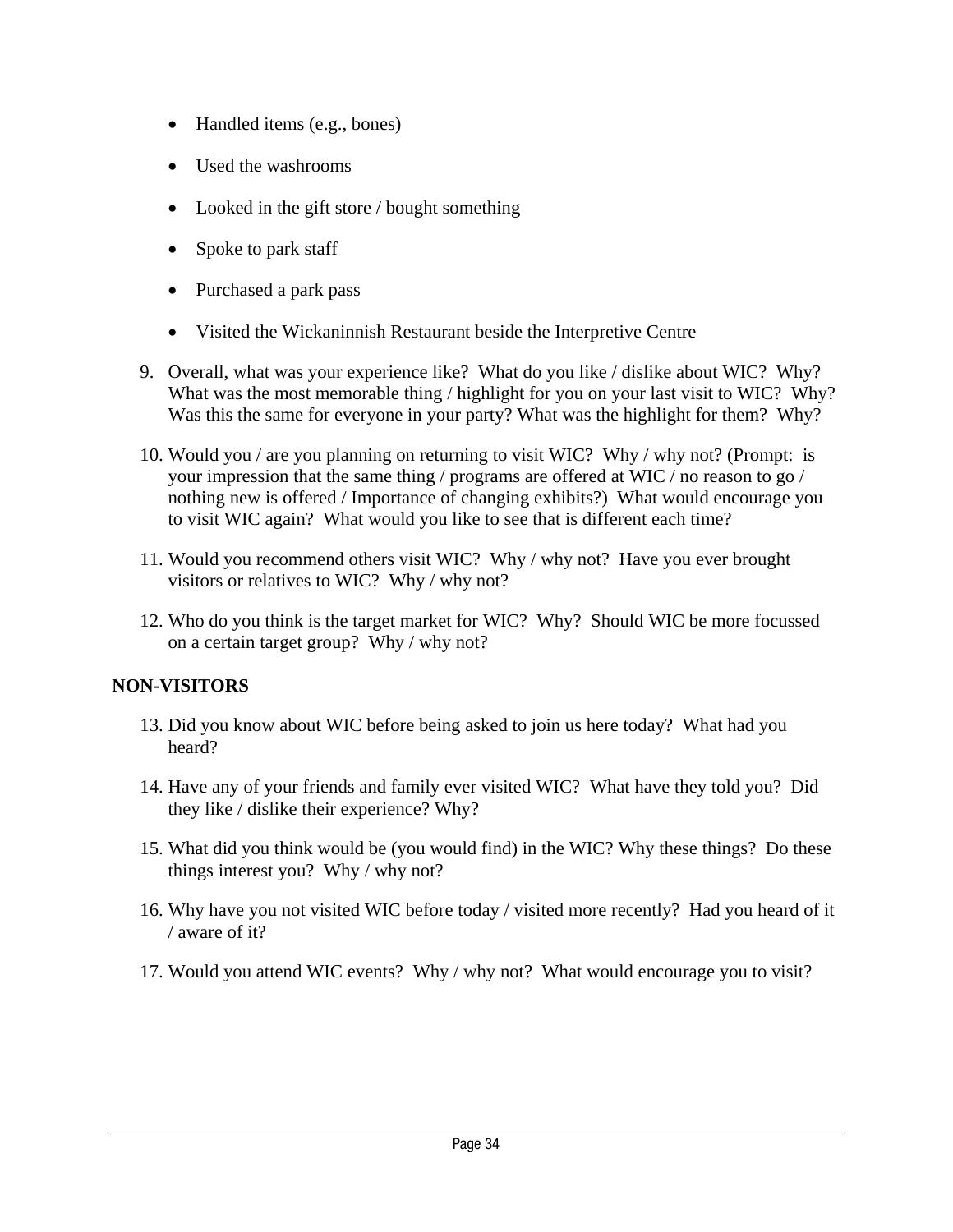- Handled items (e.g., bones)
- Used the washrooms
- Looked in the gift store / bought something
- Spoke to park staff
- Purchased a park pass
- Visited the Wickaninnish Restaurant beside the Interpretive Centre

9. Overall, what was your experience like? What do you like / dislike about WIC? Why? What was the most memorable thing / highlight for you on your last visit to WIC? Why? Was this the same for everyone in your party? What was the highlight for them? Why?

10. Would you / are you planning on returning to visit WIC? Why / why not? (Prompt: is your impression that the same thing / programs are offered at WIC / no reason to go / nothing new is offered / Importance of changing exhibits?) What would encourage you to visit WIC again? What would you like to see that is different each time?

11. Would you recommend others visit WIC? Why / why not? Have you ever brought visitors or relatives to WIC? Why / why not?

12. Who do you think is the target market for WIC? Why? Should WIC be more focussed on a certain target group? Why / why not?

**NON-VISITORS**

13. Did you know about WIC before being asked to join us here today? What had you heard?

14. Have any of your friends and family ever visited WIC? What have they told you? Did they like / dislike their experience? Why?

15. What did you think would be (you would find) in the WIC? Why these things? Do these things interest you? Why / why not?

16. Why have you not visited WIC before today / visited more recently? Had you heard of it / aware of it?

17. Would you attend WIC events? Why / why not? What would encourage you to visit?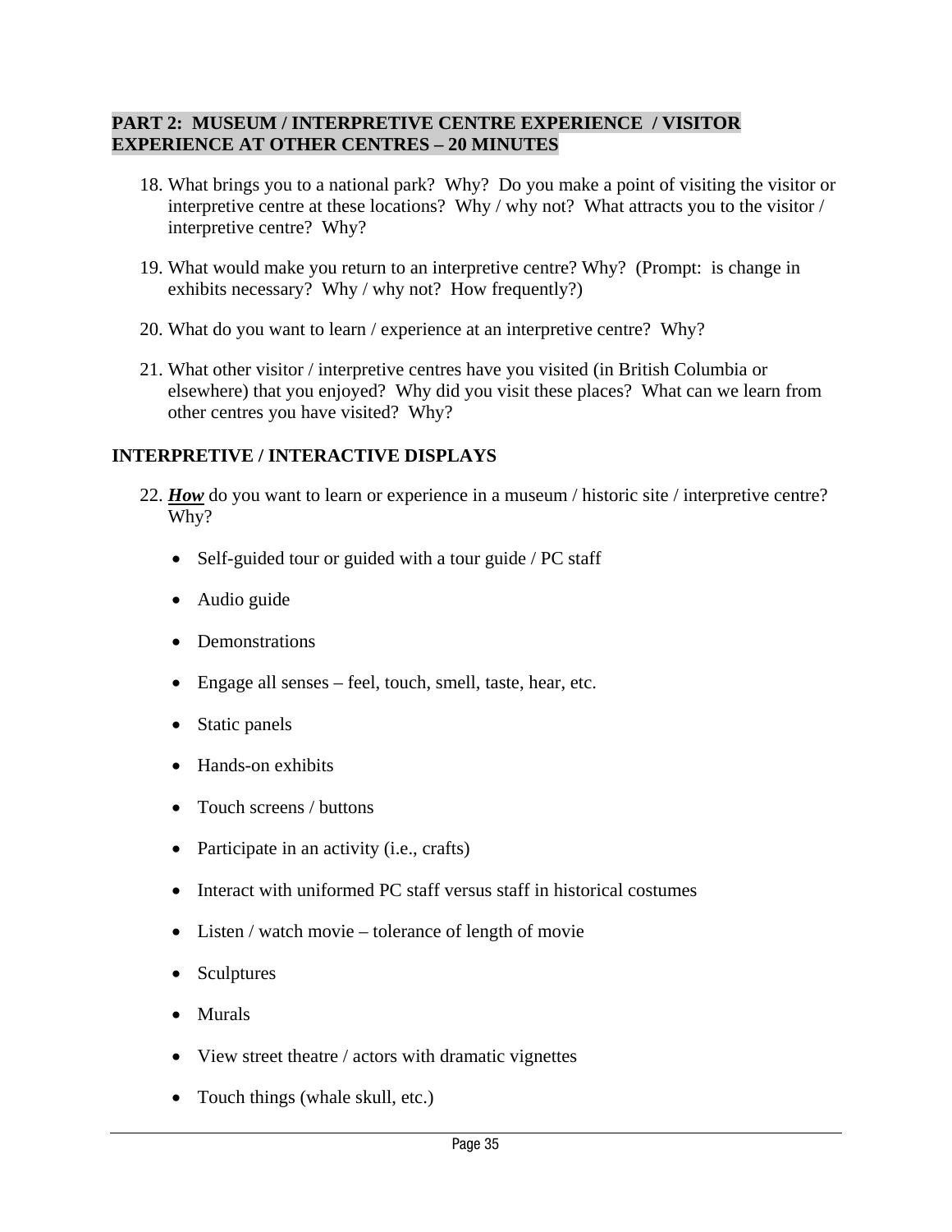## PART 2: MUSEUM / INTERPRETIVE CENTRE EXPERIENCE / VISITOR EXPERIENCE AT OTHER CENTRES – 20 MINUTES

18. What brings you to a national park? Why? Do you make a point of visiting the visitor or interpretive centre at these locations? Why / why not? What attracts you to the visitor / interpretive centre? Why?

19. What would make you return to an interpretive centre? Why? (Prompt: is change in exhibits necessary? Why / why not? How frequently?)

20. What do you want to learn / experience at an interpretive centre? Why?

21. What other visitor / interpretive centres have you visited (in British Columbia or elsewhere) that you enjoyed? Why did you visit these places? What can we learn from other centres you have visited? Why?

### INTERPRETIVE / INTERACTIVE DISPLAYS

22. ***<u>How</u>*** do you want to learn or experience in a museum / historic site / interpretive centre? Why?

    - Self-guided tour or guided with a tour guide / PC staff
    - Audio guide
    - Demonstrations
    - Engage all senses – feel, touch, smell, taste, hear, etc.
    - Static panels
    - Hands-on exhibits
    - Touch screens / buttons
    - Participate in an activity (i.e., crafts)
    - Interact with uniformed PC staff versus staff in historical costumes
    - Listen / watch movie – tolerance of length of movie
    - Sculptures
    - Murals
    - View street theatre / actors with dramatic vignettes
    - Touch things (whale skull, etc.)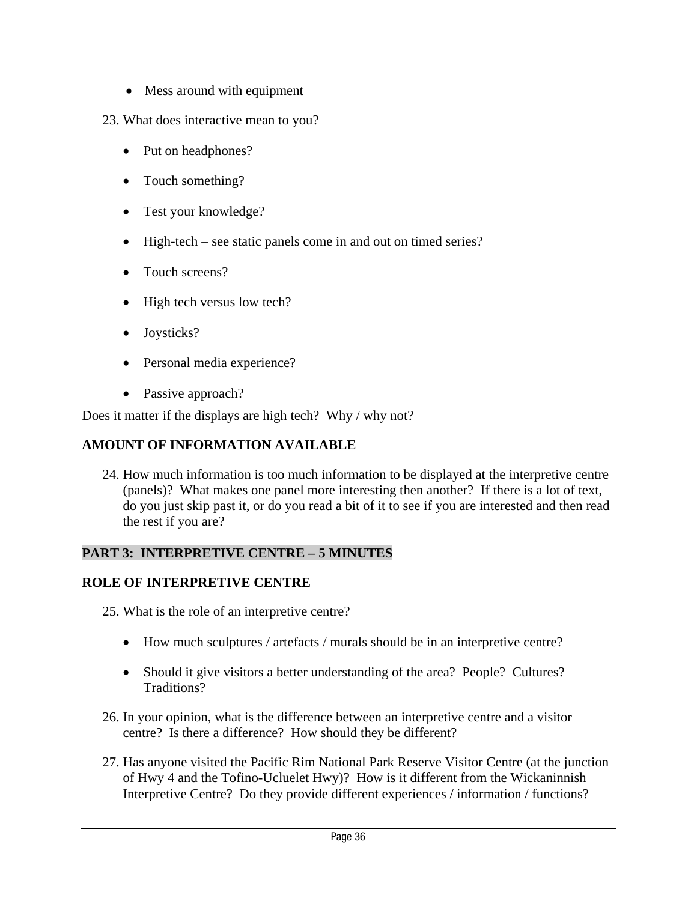- Mess around with equipment

23. What does interactive mean to you?

    - Put on headphones?
    - Touch something?
    - Test your knowledge?
    - High-tech – see static panels come in and out on timed series?
    - Touch screens?
    - High tech versus low tech?
    - Joysticks?
    - Personal media experience?
    - Passive approach?

Does it matter if the displays are high tech? Why / why not?

**AMOUNT OF INFORMATION AVAILABLE**

24. How much information is too much information to be displayed at the interpretive centre (panels)? What makes one panel more interesting then another? If there is a lot of text, do you just skip past it, or do you read a bit of it to see if you are interested and then read the rest if you are?

**PART 3: INTERPRETIVE CENTRE – 5 MINUTES**

**ROLE OF INTERPRETIVE CENTRE**

25. What is the role of an interpretive centre?

    - How much sculptures / artefacts / murals should be in an interpretive centre?
    - Should it give visitors a better understanding of the area? People? Cultures? Traditions?

26. In your opinion, what is the difference between an interpretive centre and a visitor centre? Is there a difference? How should they be different?

27. Has anyone visited the Pacific Rim National Park Reserve Visitor Centre (at the junction of Hwy 4 and the Tofino-Ucluelet Hwy)? How is it different from the Wickaninnish Interpretive Centre? Do they provide different experiences / information / functions?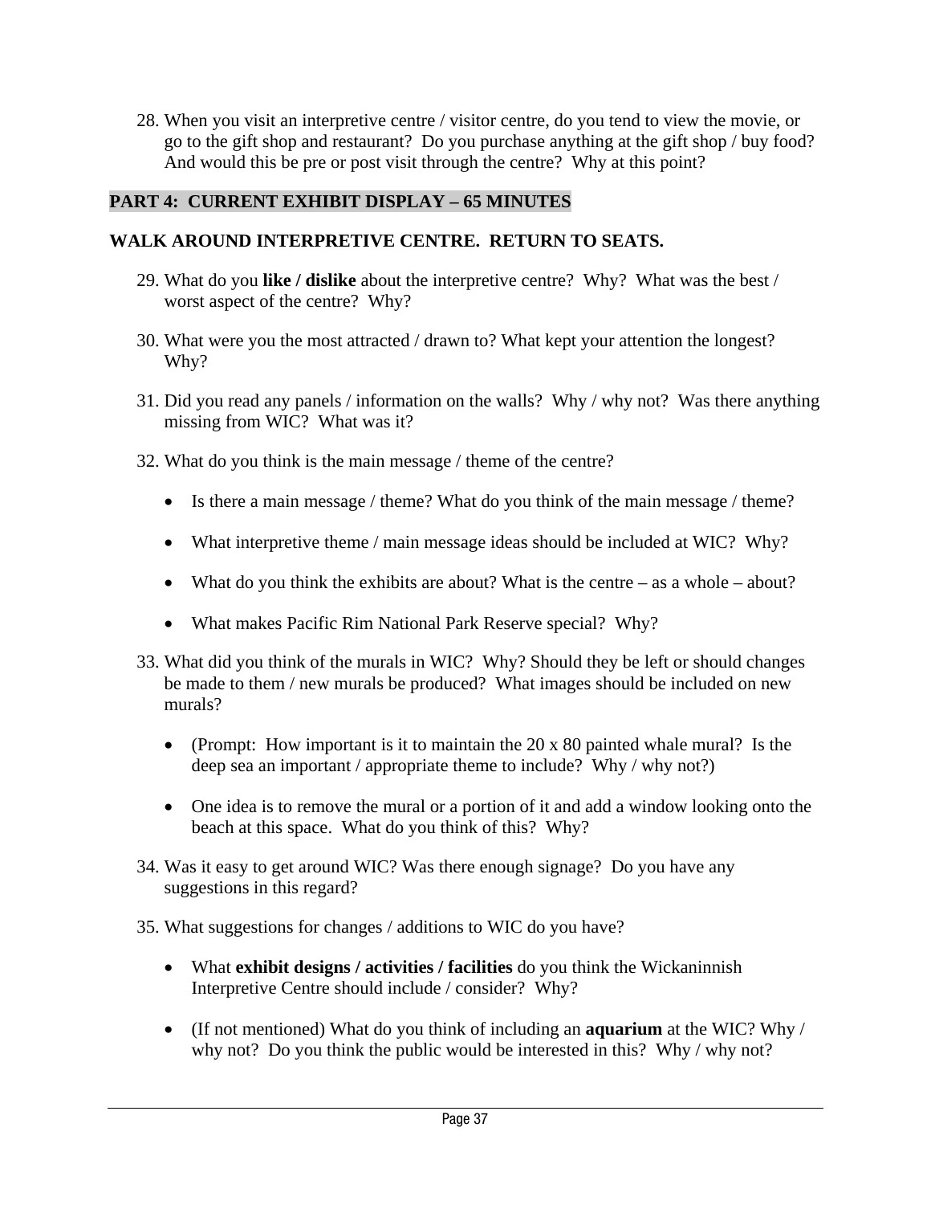28. When you visit an interpretive centre / visitor centre, do you tend to view the movie, or go to the gift shop and restaurant? Do you purchase anything at the gift shop / buy food? And would this be pre or post visit through the centre? Why at this point?

**PART 4: CURRENT EXHIBIT DISPLAY – 65 MINUTES**

**WALK AROUND INTERPRETIVE CENTRE. RETURN TO SEATS.**

29. What do you **like / dislike** about the interpretive centre? Why? What was the best / worst aspect of the centre? Why?

30. What were you the most attracted / drawn to? What kept your attention the longest? Why?

31. Did you read any panels / information on the walls? Why / why not? Was there anything missing from WIC? What was it?

32. What do you think is the main message / theme of the centre?

    - Is there a main message / theme? What do you think of the main message / theme?
    - What interpretive theme / main message ideas should be included at WIC? Why?
    - What do you think the exhibits are about? What is the centre – as a whole – about?
    - What makes Pacific Rim National Park Reserve special? Why?

33. What did you think of the murals in WIC? Why? Should they be left or should changes be made to them / new murals be produced? What images should be included on new murals?

    - (Prompt: How important is it to maintain the 20 x 80 painted whale mural? Is the deep sea an important / appropriate theme to include? Why / why not?)
    - One idea is to remove the mural or a portion of it and add a window looking onto the beach at this space. What do you think of this? Why?

34. Was it easy to get around WIC? Was there enough signage? Do you have any suggestions in this regard?

35. What suggestions for changes / additions to WIC do you have?

    - What **exhibit designs / activities / facilities** do you think the Wickaninnish Interpretive Centre should include / consider? Why?
    - (If not mentioned) What do you think of including an **aquarium** at the WIC? Why / why not? Do you think the public would be interested in this? Why / why not?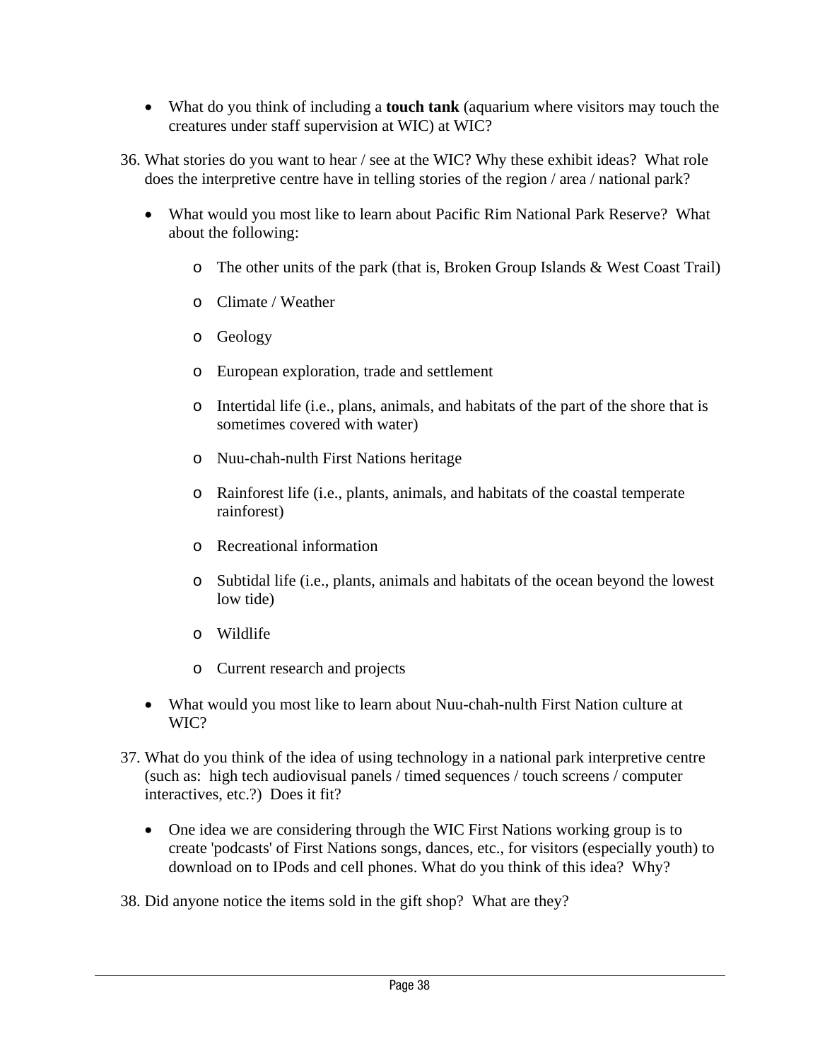- What do you think of including a **touch tank** (aquarium where visitors may touch the creatures under staff supervision at WIC) at WIC?

36. What stories do you want to hear / see at the WIC? Why these exhibit ideas? What role does the interpretive centre have in telling stories of the region / area / national park?

    - What would you most like to learn about Pacific Rim National Park Reserve? What about the following:

        - The other units of the park (that is, Broken Group Islands & West Coast Trail)
        - Climate / Weather
        - Geology
        - European exploration, trade and settlement
        - Intertidal life (i.e., plans, animals, and habitats of the part of the shore that is sometimes covered with water)
        - Nuu-chah-nulth First Nations heritage
        - Rainforest life (i.e., plants, animals, and habitats of the coastal temperate rainforest)
        - Recreational information
        - Subtidal life (i.e., plants, animals and habitats of the ocean beyond the lowest low tide)
        - Wildlife
        - Current research and projects

    - What would you most like to learn about Nuu-chah-nulth First Nation culture at WIC?

37. What do you think of the idea of using technology in a national park interpretive centre (such as: high tech audiovisual panels / timed sequences / touch screens / computer interactives, etc.?) Does it fit?

    - One idea we are considering through the WIC First Nations working group is to create 'podcasts' of First Nations songs, dances, etc., for visitors (especially youth) to download on to IPods and cell phones. What do you think of this idea? Why?

38. Did anyone notice the items sold in the gift shop? What are they?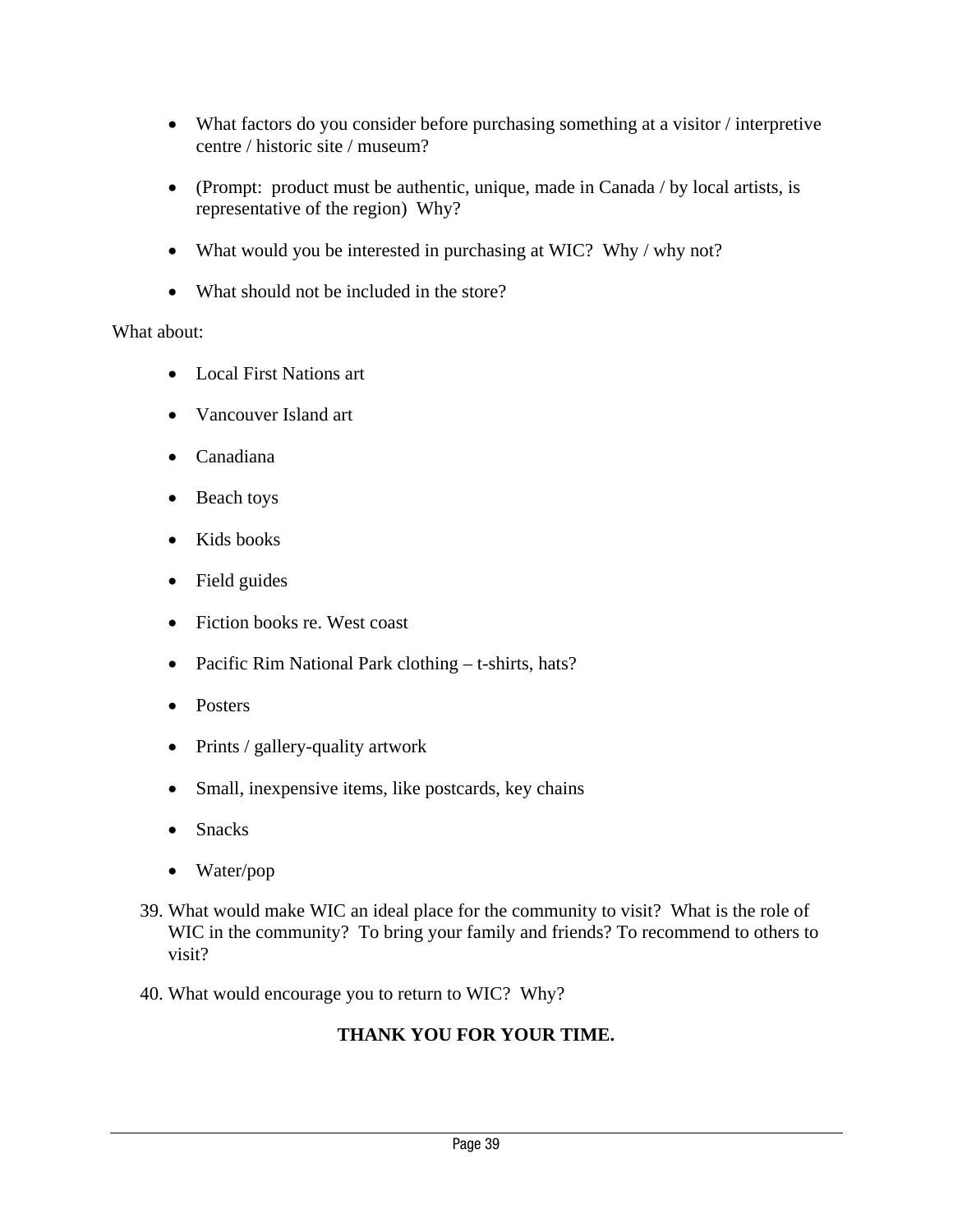- What factors do you consider before purchasing something at a visitor / interpretive centre / historic site / museum?

- (Prompt: product must be authentic, unique, made in Canada / by local artists, is representative of the region) Why?

- What would you be interested in purchasing at WIC? Why / why not?

- What should not be included in the store?

What about:

- Local First Nations art
- Vancouver Island art
- Canadiana
- Beach toys
- Kids books
- Field guides
- Fiction books re. West coast
- Pacific Rim National Park clothing – t-shirts, hats?
- Posters
- Prints / gallery-quality artwork
- Small, inexpensive items, like postcards, key chains
- Snacks
- Water/pop

39. What would make WIC an ideal place for the community to visit? What is the role of WIC in the community? To bring your family and friends? To recommend to others to visit?

40. What would encourage you to return to WIC? Why?

**THANK YOU FOR YOUR TIME.**